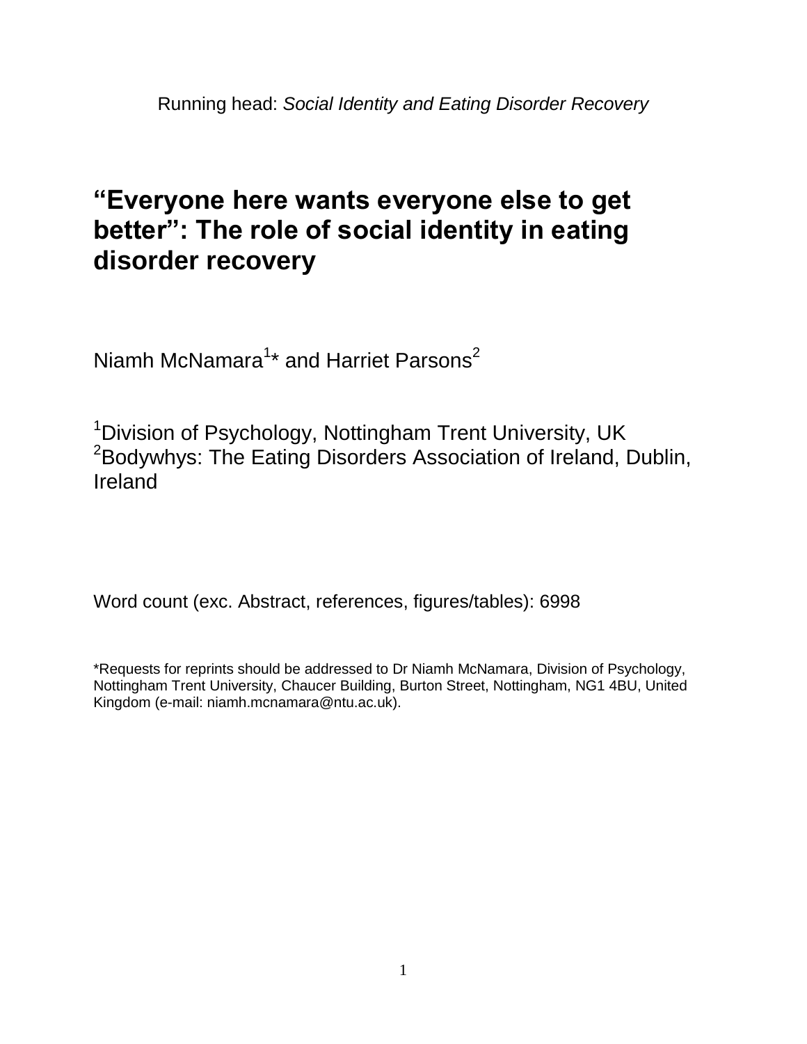Running head: *Social Identity and Eating Disorder Recovery*

# "Everyone here wants everyone else to get better": The role of social identity in eating disorder recovery

Niamh McNamara[1]* and Harriet Parsons[2]

[1]Division of Psychology, Nottingham Trent University, UK
[2]Bodywhys: The Eating Disorders Association of Ireland, Dublin, Ireland

Word count (exc. Abstract, references, figures/tables): 6998

*Requests for reprints should be addressed to Dr Niamh McNamara, Division of Psychology, Nottingham Trent University, Chaucer Building, Burton Street, Nottingham, NG1 4BU, United Kingdom (e-mail: niamh.mcnamara@ntu.ac.uk).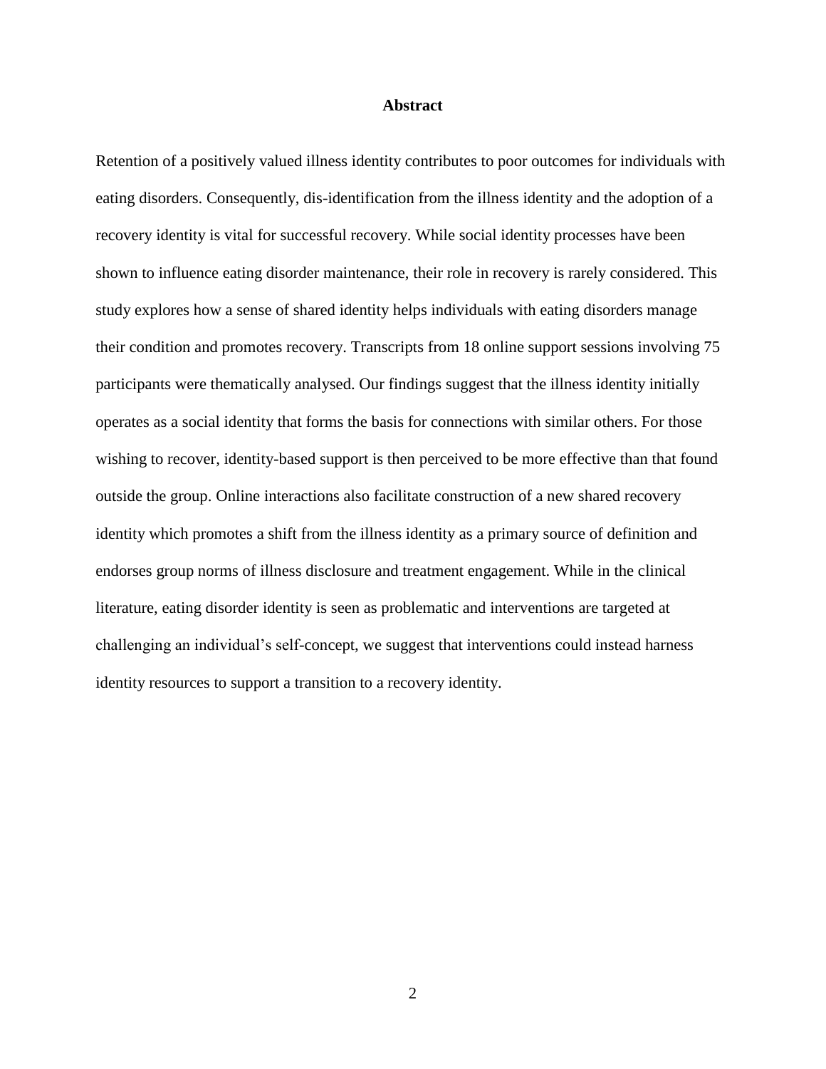## Abstract

Retention of a positively valued illness identity contributes to poor outcomes for individuals with eating disorders. Consequently, dis-identification from the illness identity and the adoption of a recovery identity is vital for successful recovery. While social identity processes have been shown to influence eating disorder maintenance, their role in recovery is rarely considered. This study explores how a sense of shared identity helps individuals with eating disorders manage their condition and promotes recovery. Transcripts from 18 online support sessions involving 75 participants were thematically analysed. Our findings suggest that the illness identity initially operates as a social identity that forms the basis for connections with similar others. For those wishing to recover, identity-based support is then perceived to be more effective than that found outside the group. Online interactions also facilitate construction of a new shared recovery identity which promotes a shift from the illness identity as a primary source of definition and endorses group norms of illness disclosure and treatment engagement. While in the clinical literature, eating disorder identity is seen as problematic and interventions are targeted at challenging an individual's self-concept, we suggest that interventions could instead harness identity resources to support a transition to a recovery identity.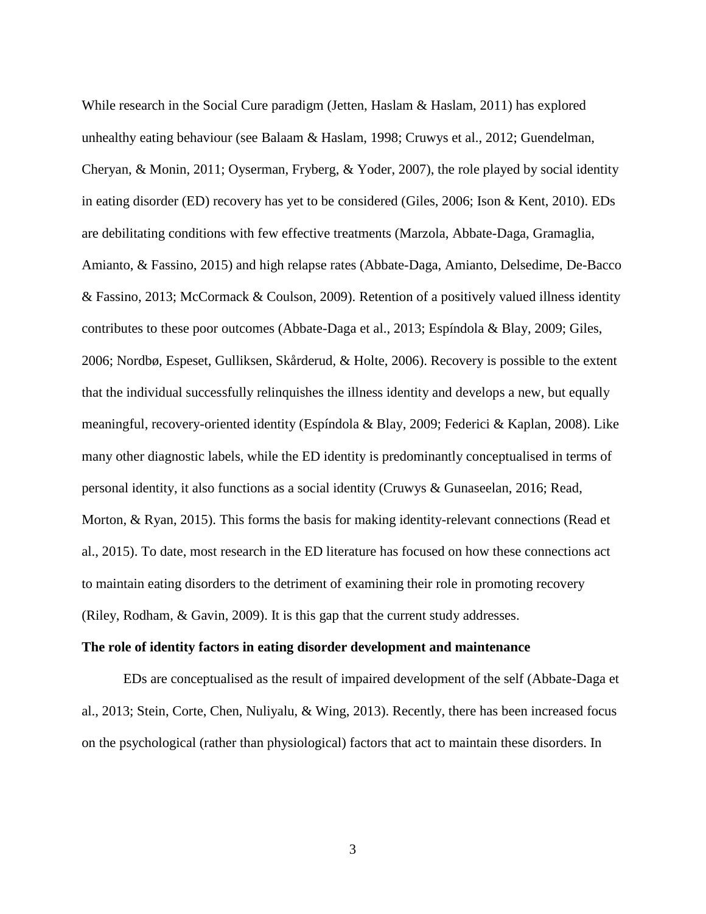While research in the Social Cure paradigm (Jetten, Haslam & Haslam, 2011) has explored unhealthy eating behaviour (see Balaam & Haslam, 1998; Cruwys et al., 2012; Guendelman, Cheryan, & Monin, 2011; Oyserman, Fryberg, & Yoder, 2007), the role played by social identity in eating disorder (ED) recovery has yet to be considered (Giles, 2006; Ison & Kent, 2010). EDs are debilitating conditions with few effective treatments (Marzola, Abbate-Daga, Gramaglia, Amianto, & Fassino, 2015) and high relapse rates (Abbate-Daga, Amianto, Delsedime, De-Bacco & Fassino, 2013; McCormack & Coulson, 2009). Retention of a positively valued illness identity contributes to these poor outcomes (Abbate-Daga et al., 2013; Espíndola & Blay, 2009; Giles, 2006; Nordbø, Espeset, Gulliksen, Skårderud, & Holte, 2006). Recovery is possible to the extent that the individual successfully relinquishes the illness identity and develops a new, but equally meaningful, recovery-oriented identity (Espíndola & Blay, 2009; Federici & Kaplan, 2008). Like many other diagnostic labels, while the ED identity is predominantly conceptualised in terms of personal identity, it also functions as a social identity (Cruwys & Gunaseelan, 2016; Read, Morton, & Ryan, 2015). This forms the basis for making identity-relevant connections (Read et al., 2015). To date, most research in the ED literature has focused on how these connections act to maintain eating disorders to the detriment of examining their role in promoting recovery (Riley, Rodham, & Gavin, 2009). It is this gap that the current study addresses.

**The role of identity factors in eating disorder development and maintenance**

EDs are conceptualised as the result of impaired development of the self (Abbate-Daga et al., 2013; Stein, Corte, Chen, Nuliyalu, & Wing, 2013). Recently, there has been increased focus on the psychological (rather than physiological) factors that act to maintain these disorders. In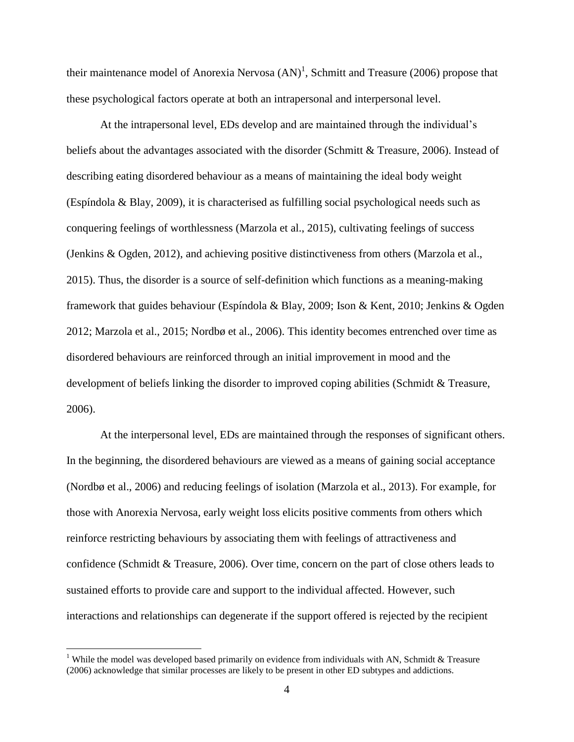their maintenance model of Anorexia Nervosa (AN)[1], Schmitt and Treasure (2006) propose that these psychological factors operate at both an intrapersonal and interpersonal level.

At the intrapersonal level, EDs develop and are maintained through the individual's beliefs about the advantages associated with the disorder (Schmitt & Treasure, 2006). Instead of describing eating disordered behaviour as a means of maintaining the ideal body weight (Espíndola & Blay, 2009), it is characterised as fulfilling social psychological needs such as conquering feelings of worthlessness (Marzola et al., 2015), cultivating feelings of success (Jenkins & Ogden, 2012), and achieving positive distinctiveness from others (Marzola et al., 2015). Thus, the disorder is a source of self-definition which functions as a meaning-making framework that guides behaviour (Espíndola & Blay, 2009; Ison & Kent, 2010; Jenkins & Ogden 2012; Marzola et al., 2015; Nordbø et al., 2006). This identity becomes entrenched over time as disordered behaviours are reinforced through an initial improvement in mood and the development of beliefs linking the disorder to improved coping abilities (Schmidt & Treasure, 2006).

At the interpersonal level, EDs are maintained through the responses of significant others. In the beginning, the disordered behaviours are viewed as a means of gaining social acceptance (Nordbø et al., 2006) and reducing feelings of isolation (Marzola et al., 2013). For example, for those with Anorexia Nervosa, early weight loss elicits positive comments from others which reinforce restricting behaviours by associating them with feelings of attractiveness and confidence (Schmidt & Treasure, 2006). Over time, concern on the part of close others leads to sustained efforts to provide care and support to the individual affected. However, such interactions and relationships can degenerate if the support offered is rejected by the recipient

[1] While the model was developed based primarily on evidence from individuals with AN, Schmidt & Treasure (2006) acknowledge that similar processes are likely to be present in other ED subtypes and addictions.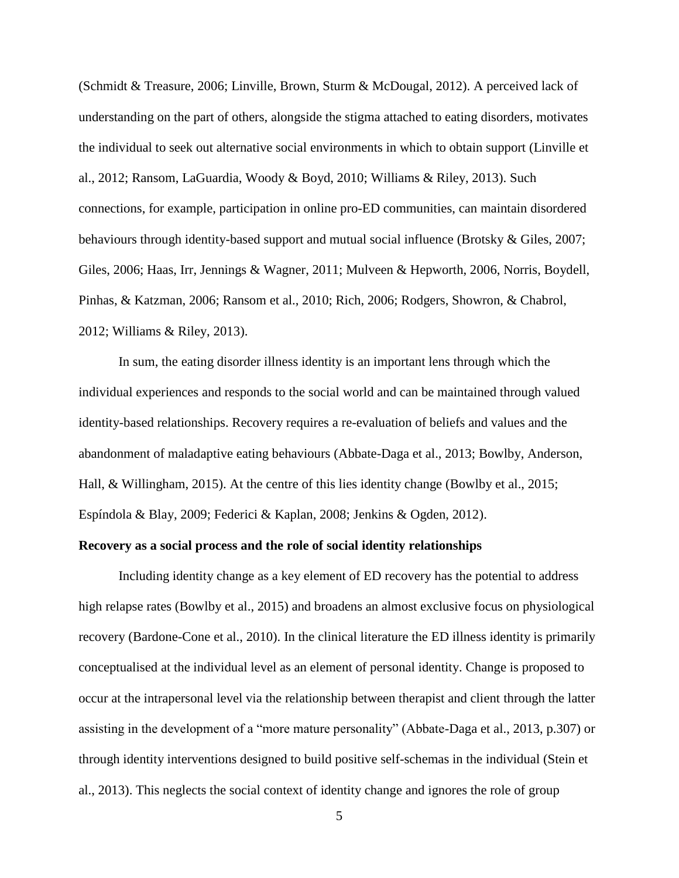(Schmidt & Treasure, 2006; Linville, Brown, Sturm & McDougal, 2012). A perceived lack of understanding on the part of others, alongside the stigma attached to eating disorders, motivates the individual to seek out alternative social environments in which to obtain support (Linville et al., 2012; Ransom, LaGuardia, Woody & Boyd, 2010; Williams & Riley, 2013). Such connections, for example, participation in online pro-ED communities, can maintain disordered behaviours through identity-based support and mutual social influence (Brotsky & Giles, 2007; Giles, 2006; Haas, Irr, Jennings & Wagner, 2011; Mulveen & Hepworth, 2006, Norris, Boydell, Pinhas, & Katzman, 2006; Ransom et al., 2010; Rich, 2006; Rodgers, Showron, & Chabrol, 2012; Williams & Riley, 2013).

In sum, the eating disorder illness identity is an important lens through which the individual experiences and responds to the social world and can be maintained through valued identity-based relationships. Recovery requires a re-evaluation of beliefs and values and the abandonment of maladaptive eating behaviours (Abbate-Daga et al., 2013; Bowlby, Anderson, Hall, & Willingham, 2015). At the centre of this lies identity change (Bowlby et al., 2015; Espíndola & Blay, 2009; Federici & Kaplan, 2008; Jenkins & Ogden, 2012).

**Recovery as a social process and the role of social identity relationships**

Including identity change as a key element of ED recovery has the potential to address high relapse rates (Bowlby et al., 2015) and broadens an almost exclusive focus on physiological recovery (Bardone-Cone et al., 2010). In the clinical literature the ED illness identity is primarily conceptualised at the individual level as an element of personal identity. Change is proposed to occur at the intrapersonal level via the relationship between therapist and client through the latter assisting in the development of a "more mature personality" (Abbate-Daga et al., 2013, p.307) or through identity interventions designed to build positive self-schemas in the individual (Stein et al., 2013). This neglects the social context of identity change and ignores the role of group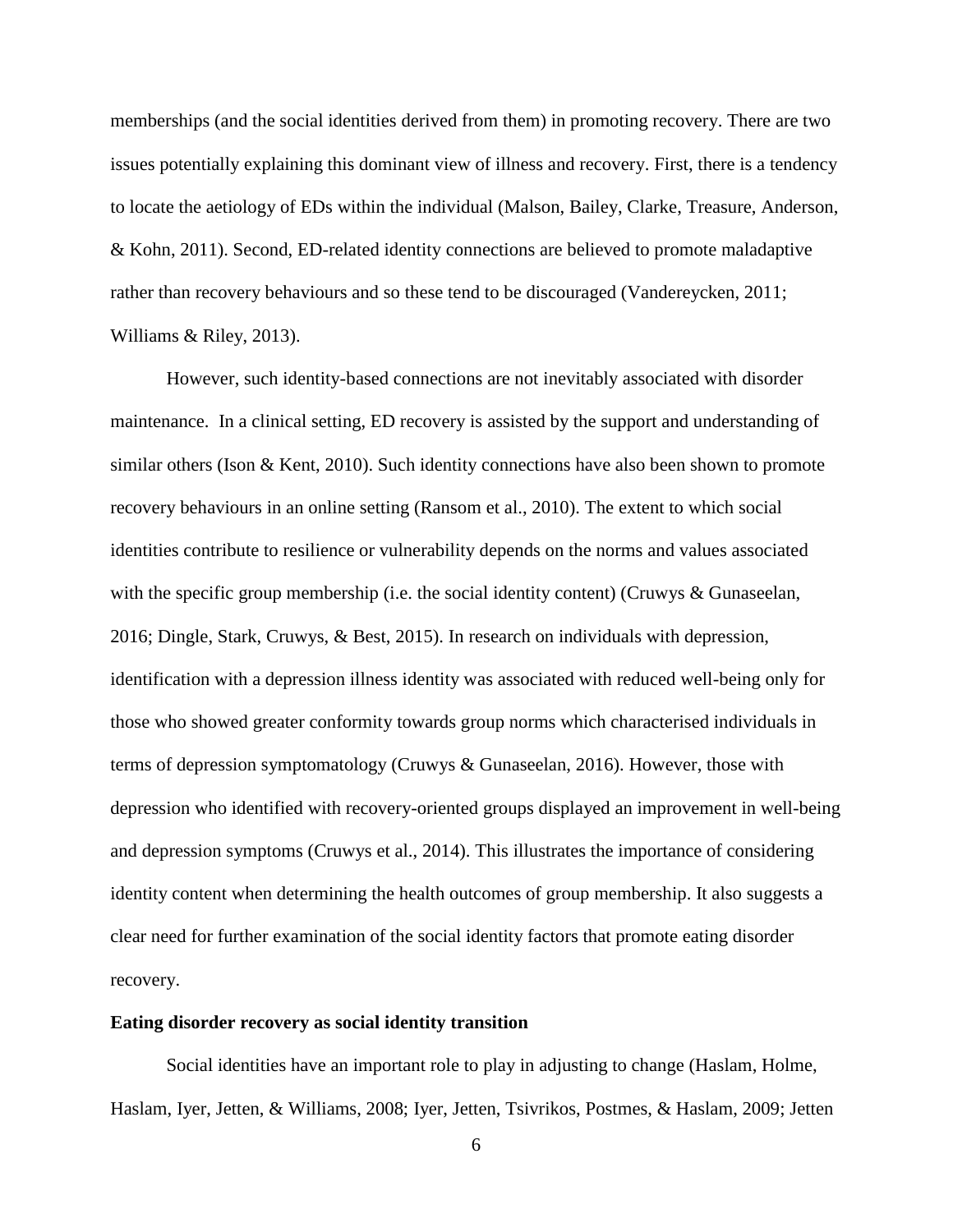memberships (and the social identities derived from them) in promoting recovery. There are two issues potentially explaining this dominant view of illness and recovery. First, there is a tendency to locate the aetiology of EDs within the individual (Malson, Bailey, Clarke, Treasure, Anderson, & Kohn, 2011). Second, ED-related identity connections are believed to promote maladaptive rather than recovery behaviours and so these tend to be discouraged (Vandereycken, 2011; Williams & Riley, 2013).

However, such identity-based connections are not inevitably associated with disorder maintenance. In a clinical setting, ED recovery is assisted by the support and understanding of similar others (Ison & Kent, 2010). Such identity connections have also been shown to promote recovery behaviours in an online setting (Ransom et al., 2010). The extent to which social identities contribute to resilience or vulnerability depends on the norms and values associated with the specific group membership (i.e. the social identity content) (Cruwys & Gunaseelan, 2016; Dingle, Stark, Cruwys, & Best, 2015). In research on individuals with depression, identification with a depression illness identity was associated with reduced well-being only for those who showed greater conformity towards group norms which characterised individuals in terms of depression symptomatology (Cruwys & Gunaseelan, 2016). However, those with depression who identified with recovery-oriented groups displayed an improvement in well-being and depression symptoms (Cruwys et al., 2014). This illustrates the importance of considering identity content when determining the health outcomes of group membership. It also suggests a clear need for further examination of the social identity factors that promote eating disorder recovery.

## Eating disorder recovery as social identity transition

Social identities have an important role to play in adjusting to change (Haslam, Holme, Haslam, Iyer, Jetten, & Williams, 2008; Iyer, Jetten, Tsivrikos, Postmes, & Haslam, 2009; Jetten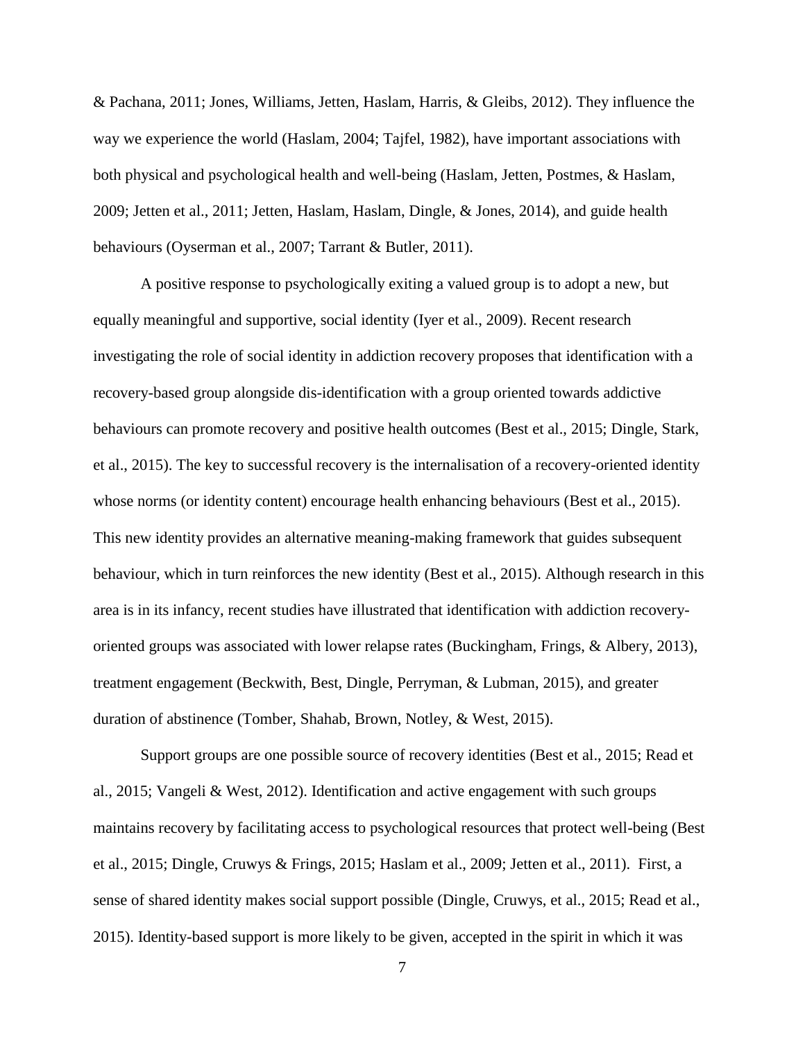& Pachana, 2011; Jones, Williams, Jetten, Haslam, Harris, & Gleibs, 2012). They influence the way we experience the world (Haslam, 2004; Tajfel, 1982), have important associations with both physical and psychological health and well-being (Haslam, Jetten, Postmes, & Haslam, 2009; Jetten et al., 2011; Jetten, Haslam, Haslam, Dingle, & Jones, 2014), and guide health behaviours (Oyserman et al., 2007; Tarrant & Butler, 2011).

A positive response to psychologically exiting a valued group is to adopt a new, but equally meaningful and supportive, social identity (Iyer et al., 2009). Recent research investigating the role of social identity in addiction recovery proposes that identification with a recovery-based group alongside dis-identification with a group oriented towards addictive behaviours can promote recovery and positive health outcomes (Best et al., 2015; Dingle, Stark, et al., 2015). The key to successful recovery is the internalisation of a recovery-oriented identity whose norms (or identity content) encourage health enhancing behaviours (Best et al., 2015). This new identity provides an alternative meaning-making framework that guides subsequent behaviour, which in turn reinforces the new identity (Best et al., 2015). Although research in this area is in its infancy, recent studies have illustrated that identification with addiction recovery-oriented groups was associated with lower relapse rates (Buckingham, Frings, & Albery, 2013), treatment engagement (Beckwith, Best, Dingle, Perryman, & Lubman, 2015), and greater duration of abstinence (Tomber, Shahab, Brown, Notley, & West, 2015).

Support groups are one possible source of recovery identities (Best et al., 2015; Read et al., 2015; Vangeli & West, 2012). Identification and active engagement with such groups maintains recovery by facilitating access to psychological resources that protect well-being (Best et al., 2015; Dingle, Cruwys & Frings, 2015; Haslam et al., 2009; Jetten et al., 2011). First, a sense of shared identity makes social support possible (Dingle, Cruwys, et al., 2015; Read et al., 2015). Identity-based support is more likely to be given, accepted in the spirit in which it was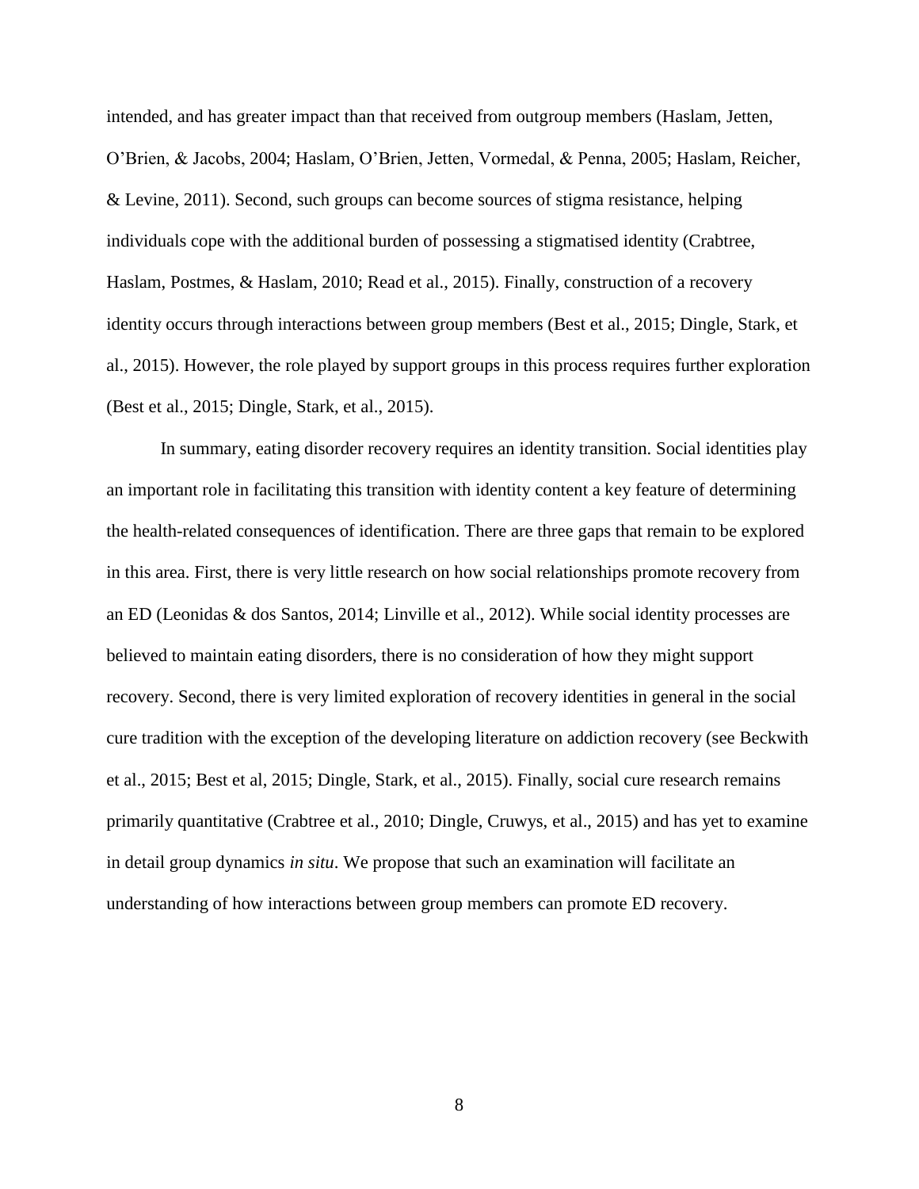intended, and has greater impact than that received from outgroup members (Haslam, Jetten, O'Brien, & Jacobs, 2004; Haslam, O'Brien, Jetten, Vormedal, & Penna, 2005; Haslam, Reicher, & Levine, 2011). Second, such groups can become sources of stigma resistance, helping individuals cope with the additional burden of possessing a stigmatised identity (Crabtree, Haslam, Postmes, & Haslam, 2010; Read et al., 2015). Finally, construction of a recovery identity occurs through interactions between group members (Best et al., 2015; Dingle, Stark, et al., 2015). However, the role played by support groups in this process requires further exploration (Best et al., 2015; Dingle, Stark, et al., 2015).

In summary, eating disorder recovery requires an identity transition. Social identities play an important role in facilitating this transition with identity content a key feature of determining the health-related consequences of identification. There are three gaps that remain to be explored in this area. First, there is very little research on how social relationships promote recovery from an ED (Leonidas & dos Santos, 2014; Linville et al., 2012). While social identity processes are believed to maintain eating disorders, there is no consideration of how they might support recovery. Second, there is very limited exploration of recovery identities in general in the social cure tradition with the exception of the developing literature on addiction recovery (see Beckwith et al., 2015; Best et al, 2015; Dingle, Stark, et al., 2015). Finally, social cure research remains primarily quantitative (Crabtree et al., 2010; Dingle, Cruwys, et al., 2015) and has yet to examine in detail group dynamics *in situ*. We propose that such an examination will facilitate an understanding of how interactions between group members can promote ED recovery.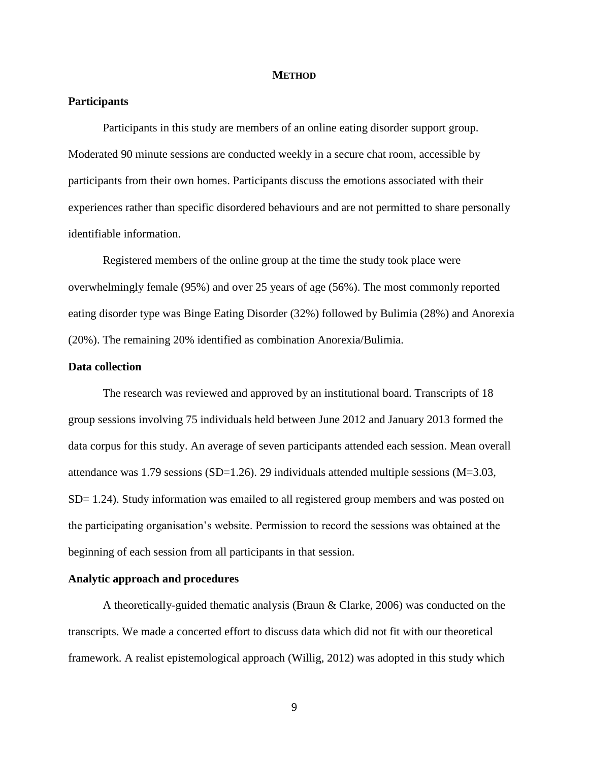# METHOD

## Participants

Participants in this study are members of an online eating disorder support group. Moderated 90 minute sessions are conducted weekly in a secure chat room, accessible by participants from their own homes. Participants discuss the emotions associated with their experiences rather than specific disordered behaviours and are not permitted to share personally identifiable information.

Registered members of the online group at the time the study took place were overwhelmingly female (95%) and over 25 years of age (56%). The most commonly reported eating disorder type was Binge Eating Disorder (32%) followed by Bulimia (28%) and Anorexia (20%). The remaining 20% identified as combination Anorexia/Bulimia.

## Data collection

The research was reviewed and approved by an institutional board. Transcripts of 18 group sessions involving 75 individuals held between June 2012 and January 2013 formed the data corpus for this study. An average of seven participants attended each session. Mean overall attendance was 1.79 sessions ($SD=1.26$). 29 individuals attended multiple sessions ($M=3.03$, $SD= 1.24$). Study information was emailed to all registered group members and was posted on the participating organisation's website. Permission to record the sessions was obtained at the beginning of each session from all participants in that session.

## Analytic approach and procedures

A theoretically-guided thematic analysis (Braun & Clarke, 2006) was conducted on the transcripts. We made a concerted effort to discuss data which did not fit with our theoretical framework. A realist epistemological approach (Willig, 2012) was adopted in this study which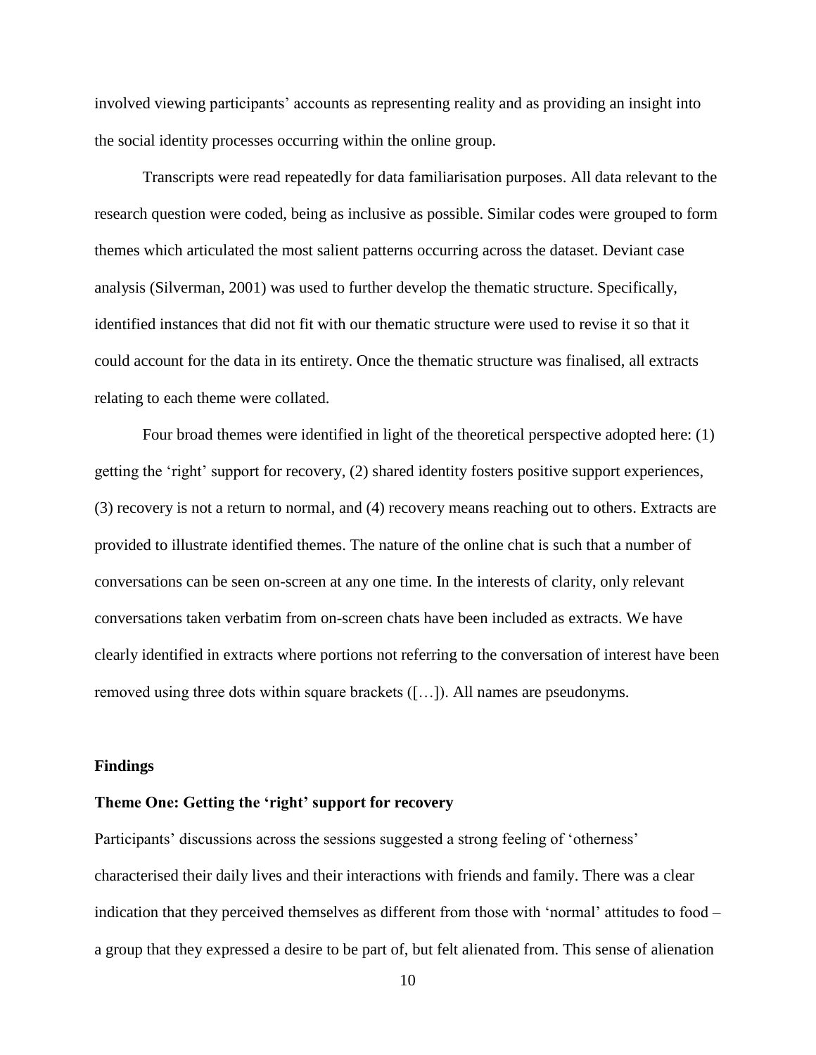involved viewing participants' accounts as representing reality and as providing an insight into the social identity processes occurring within the online group.

Transcripts were read repeatedly for data familiarisation purposes. All data relevant to the research question were coded, being as inclusive as possible. Similar codes were grouped to form themes which articulated the most salient patterns occurring across the dataset. Deviant case analysis (Silverman, 2001) was used to further develop the thematic structure. Specifically, identified instances that did not fit with our thematic structure were used to revise it so that it could account for the data in its entirety. Once the thematic structure was finalised, all extracts relating to each theme were collated.

Four broad themes were identified in light of the theoretical perspective adopted here: (1) getting the 'right' support for recovery, (2) shared identity fosters positive support experiences, (3) recovery is not a return to normal, and (4) recovery means reaching out to others. Extracts are provided to illustrate identified themes. The nature of the online chat is such that a number of conversations can be seen on-screen at any one time. In the interests of clarity, only relevant conversations taken verbatim from on-screen chats have been included as extracts. We have clearly identified in extracts where portions not referring to the conversation of interest have been removed using three dots within square brackets ([…]). All names are pseudonyms.

## Findings

### Theme One: Getting the 'right' support for recovery

Participants' discussions across the sessions suggested a strong feeling of 'otherness' characterised their daily lives and their interactions with friends and family. There was a clear indication that they perceived themselves as different from those with 'normal' attitudes to food – a group that they expressed a desire to be part of, but felt alienated from. This sense of alienation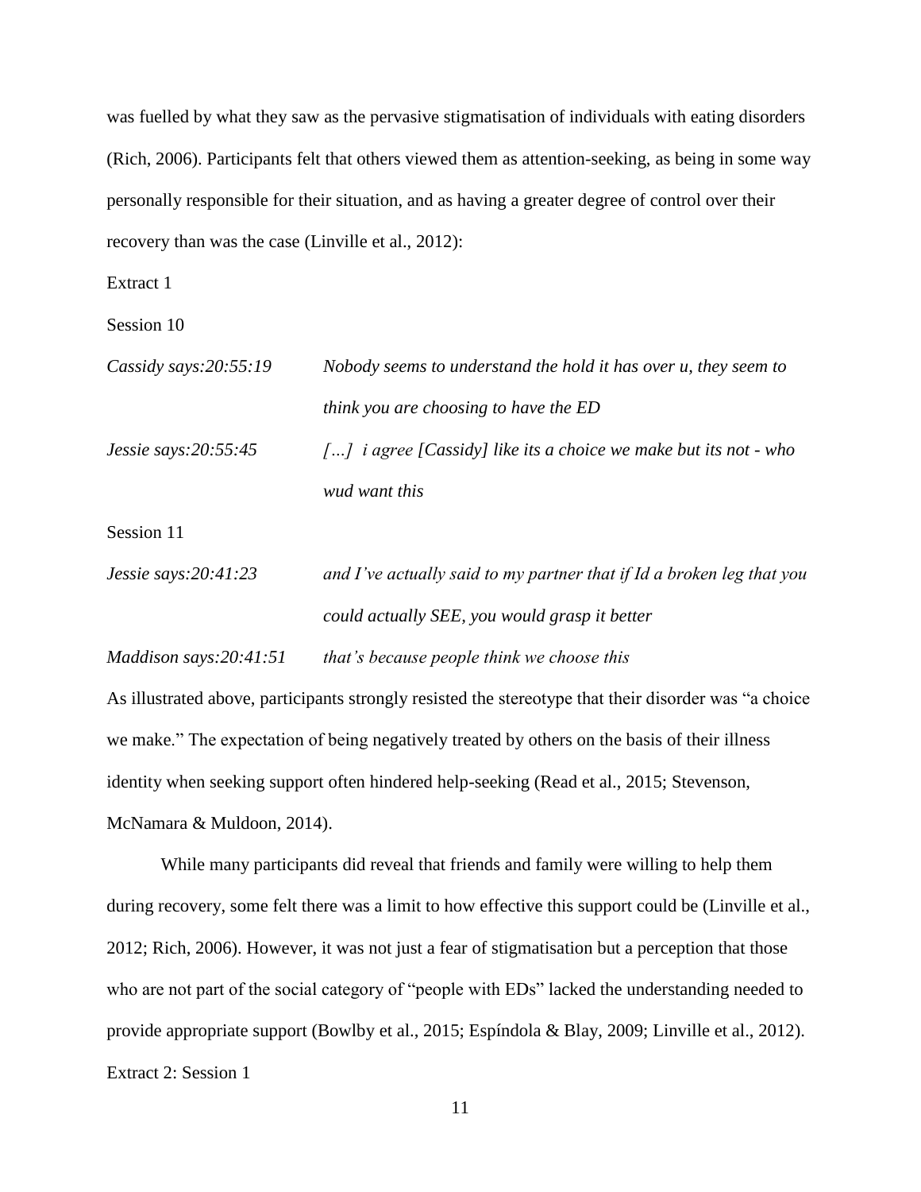was fuelled by what they saw as the pervasive stigmatisation of individuals with eating disorders (Rich, 2006). Participants felt that others viewed them as attention-seeking, as being in some way personally responsible for their situation, and as having a greater degree of control over their recovery than was the case (Linville et al., 2012):

Extract 1

Session 10

| | |
|---|---|
| *Cassidy says:20:55:19* | *Nobody seems to understand the hold it has over u, they seem to think you are choosing to have the ED* |
| *Jessie says:20:55:45* | *[…] i agree [Cassidy] like its a choice we make but its not - who wud want this* |

Session 11

| | |
|---|---|
| *Jessie says:20:41:23* | *and I've actually said to my partner that if Id a broken leg that you could actually SEE, you would grasp it better* |
| *Maddison says:20:41:51* | *that's because people think we choose this* |

As illustrated above, participants strongly resisted the stereotype that their disorder was "a choice we make." The expectation of being negatively treated by others on the basis of their illness identity when seeking support often hindered help-seeking (Read et al., 2015; Stevenson, McNamara & Muldoon, 2014).

While many participants did reveal that friends and family were willing to help them during recovery, some felt there was a limit to how effective this support could be (Linville et al., 2012; Rich, 2006). However, it was not just a fear of stigmatisation but a perception that those who are not part of the social category of "people with EDs" lacked the understanding needed to provide appropriate support (Bowlby et al., 2015; Espíndola & Blay, 2009; Linville et al., 2012).

Extract 2: Session 1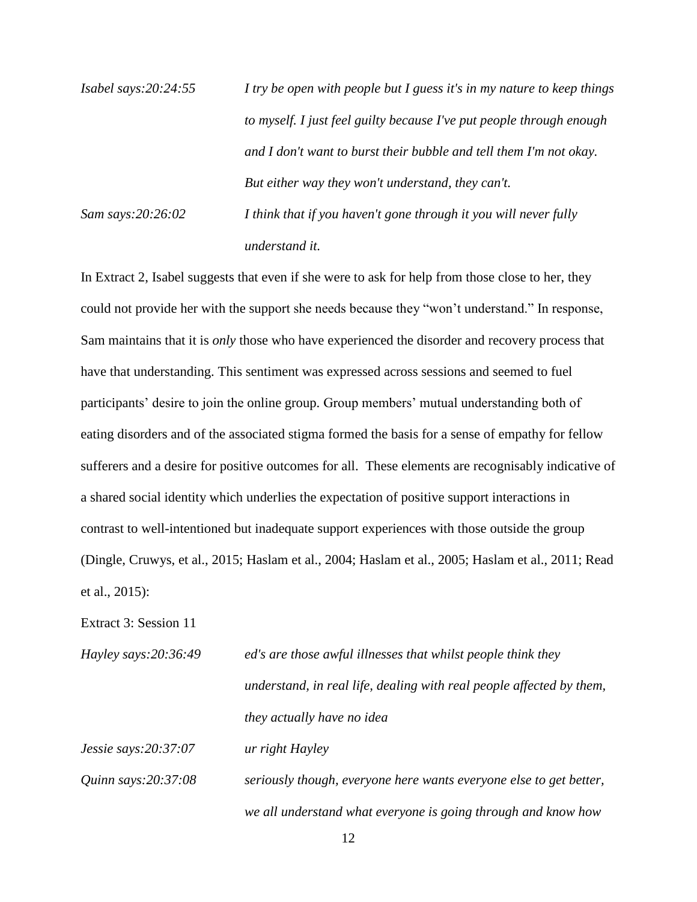| | |
|---|---|
| *Isabel says:20:24:55* | *I try be open with people but I guess it's in my nature to keep things to myself. I just feel guilty because I've put people through enough and I don't want to burst their bubble and tell them I'm not okay. But either way they won't understand, they can't.* |
| *Sam says:20:26:02* | *I think that if you haven't gone through it you will never fully understand it.* |

In Extract 2, Isabel suggests that even if she were to ask for help from those close to her, they could not provide her with the support she needs because they "won't understand." In response, Sam maintains that it is *only* those who have experienced the disorder and recovery process that have that understanding. This sentiment was expressed across sessions and seemed to fuel participants' desire to join the online group. Group members' mutual understanding both of eating disorders and of the associated stigma formed the basis for a sense of empathy for fellow sufferers and a desire for positive outcomes for all. These elements are recognisably indicative of a shared social identity which underlies the expectation of positive support interactions in contrast to well-intentioned but inadequate support experiences with those outside the group (Dingle, Cruwys, et al., 2015; Haslam et al., 2004; Haslam et al., 2005; Haslam et al., 2011; Read et al., 2015):

Extract 3: Session 11

| | |
|---|---|
| *Hayley says:20:36:49* | *ed's are those awful illnesses that whilst people think they understand, in real life, dealing with real people affected by them, they actually have no idea* |
| *Jessie says:20:37:07* | *ur right Hayley* |
| *Quinn says:20:37:08* | *seriously though, everyone here wants everyone else to get better, we all understand what everyone is going through and know how* |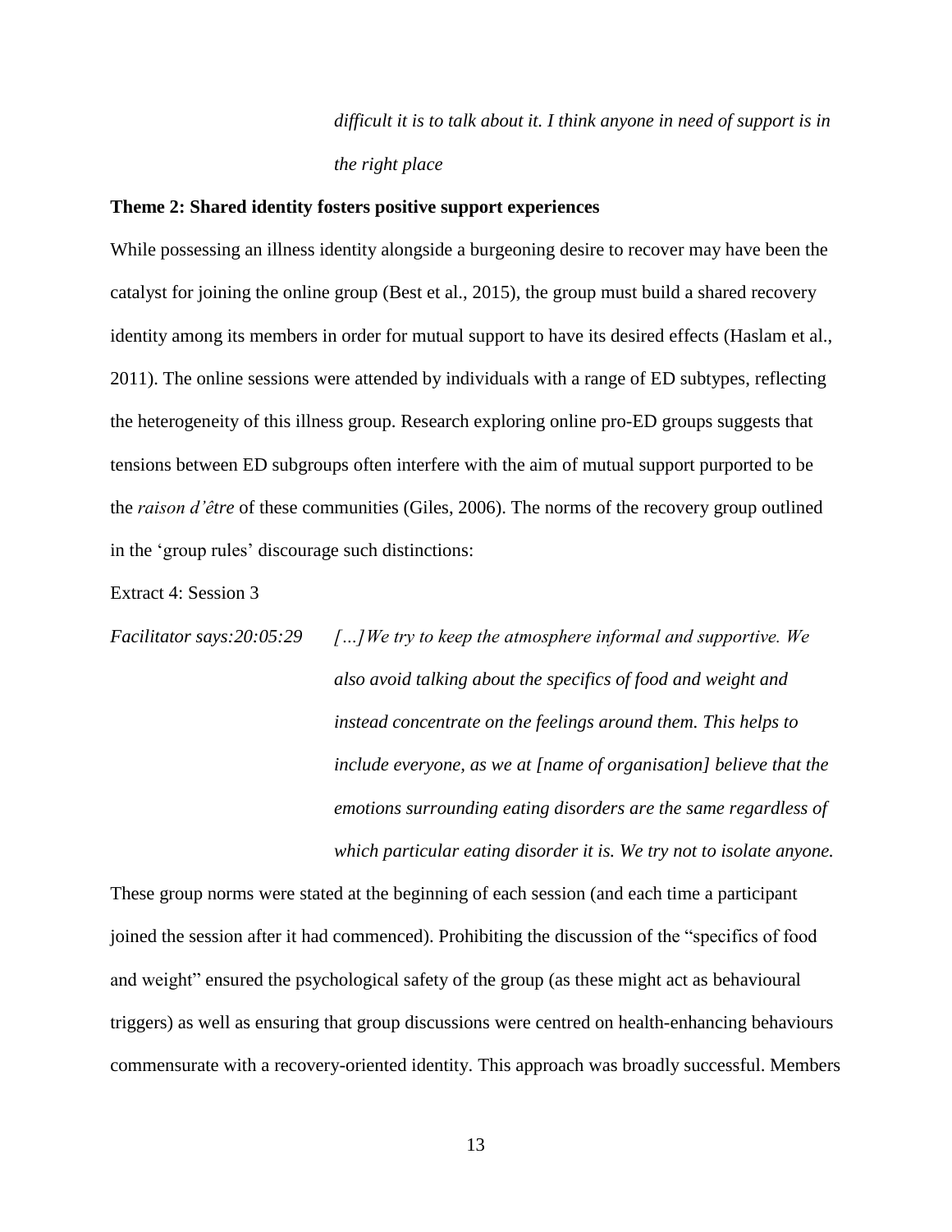*difficult it is to talk about it. I think anyone in need of support is in the right place*

**Theme 2: Shared identity fosters positive support experiences**

While possessing an illness identity alongside a burgeoning desire to recover may have been the catalyst for joining the online group (Best et al., 2015), the group must build a shared recovery identity among its members in order for mutual support to have its desired effects (Haslam et al., 2011). The online sessions were attended by individuals with a range of ED subtypes, reflecting the heterogeneity of this illness group. Research exploring online pro-ED groups suggests that tensions between ED subgroups often interfere with the aim of mutual support purported to be the *raison d'être* of these communities (Giles, 2006). The norms of the recovery group outlined in the 'group rules' discourage such distinctions:

Extract 4: Session 3

*Facilitator says:20:05:29* *[…]We try to keep the atmosphere informal and supportive. We also avoid talking about the specifics of food and weight and instead concentrate on the feelings around them. This helps to include everyone, as we at [name of organisation] believe that the emotions surrounding eating disorders are the same regardless of which particular eating disorder it is. We try not to isolate anyone.*

These group norms were stated at the beginning of each session (and each time a participant joined the session after it had commenced). Prohibiting the discussion of the "specifics of food and weight" ensured the psychological safety of the group (as these might act as behavioural triggers) as well as ensuring that group discussions were centred on health-enhancing behaviours commensurate with a recovery-oriented identity. This approach was broadly successful. Members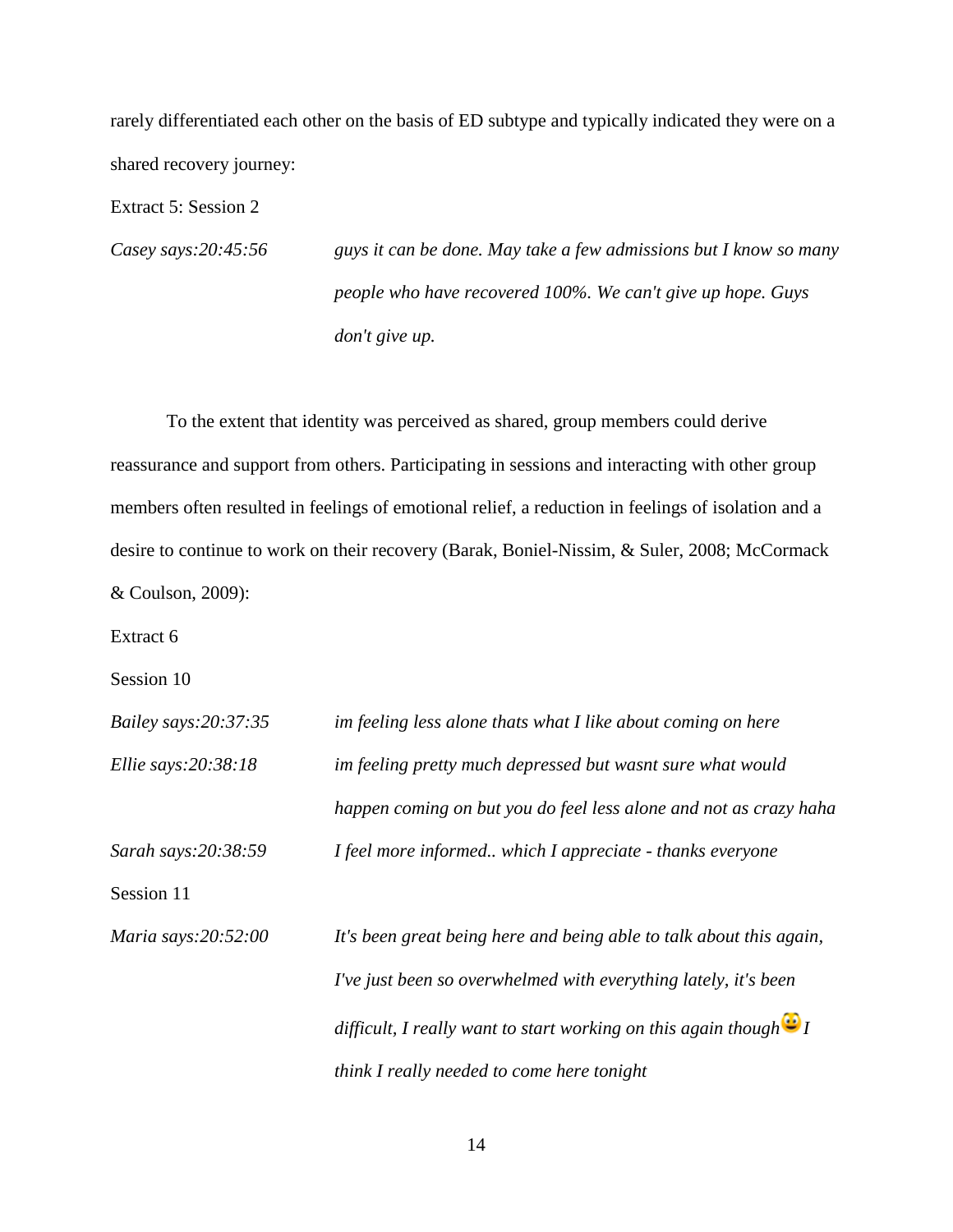rarely differentiated each other on the basis of ED subtype and typically indicated they were on a shared recovery journey:

Extract 5: Session 2

| | |
|---|---|
| *Casey says:20:45:56* | *guys it can be done. May take a few admissions but I know so many people who have recovered 100%. We can't give up hope. Guys don't give up.* |

To the extent that identity was perceived as shared, group members could derive reassurance and support from others. Participating in sessions and interacting with other group members often resulted in feelings of emotional relief, a reduction in feelings of isolation and a desire to continue to work on their recovery (Barak, Boniel-Nissim, & Suler, 2008; McCormack & Coulson, 2009):

Extract 6

Session 10

| | |
|---|---|
| *Bailey says:20:37:35* | *im feeling less alone thats what I like about coming on here* |
| *Ellie says:20:38:18* | *im feeling pretty much depressed but wasnt sure what would happen coming on but you do feel less alone and not as crazy haha* |
| *Sarah says:20:38:59* | *I feel more informed.. which I appreciate - thanks everyone* |

Session 11

| | |
|---|---|
| *Maria says:20:52:00* | *It's been great being here and being able to talk about this again, I've just been so overwhelmed with everything lately, it's been difficult, I really want to start working on this again though I think I really needed to come here tonight* |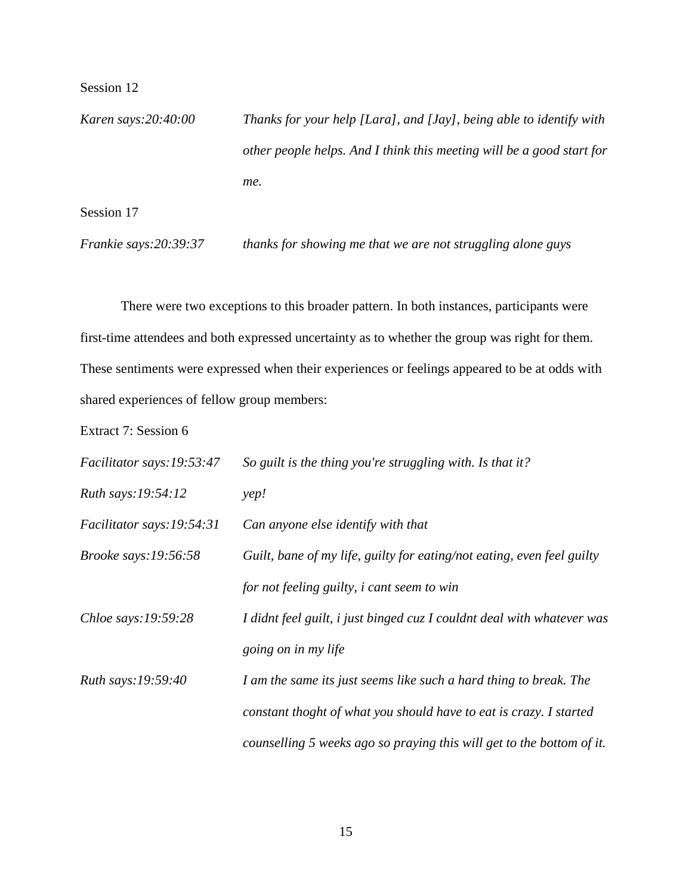Session 12

| | |
|---|---|
| *Karen says:20:40:00* | *Thanks for your help [Lara], and [Jay], being able to identify with other people helps. And I think this meeting will be a good start for me.* |

Session 17

| | |
|---|---|
| *Frankie says:20:39:37* | *thanks for showing me that we are not struggling alone guys* |

There were two exceptions to this broader pattern. In both instances, participants were first-time attendees and both expressed uncertainty as to whether the group was right for them. These sentiments were expressed when their experiences or feelings appeared to be at odds with shared experiences of fellow group members:

Extract 7: Session 6

| | |
|---|---|
| *Facilitator says:19:53:47* | *So guilt is the thing you're struggling with. Is that it?* |
| *Ruth says:19:54:12* | *yep!* |
| *Facilitator says:19:54:31* | *Can anyone else identify with that* |
| *Brooke says:19:56:58* | *Guilt, bane of my life, guilty for eating/not eating, even feel guilty for not feeling guilty, i cant seem to win* |
| *Chloe says:19:59:28* | *I didnt feel guilt, i just binged cuz I couldnt deal with whatever was going on in my life* |
| *Ruth says:19:59:40* | *I am the same its just seems like such a hard thing to break. The constant thoght of what you should have to eat is crazy. I started counselling 5 weeks ago so praying this will get to the bottom of it.* |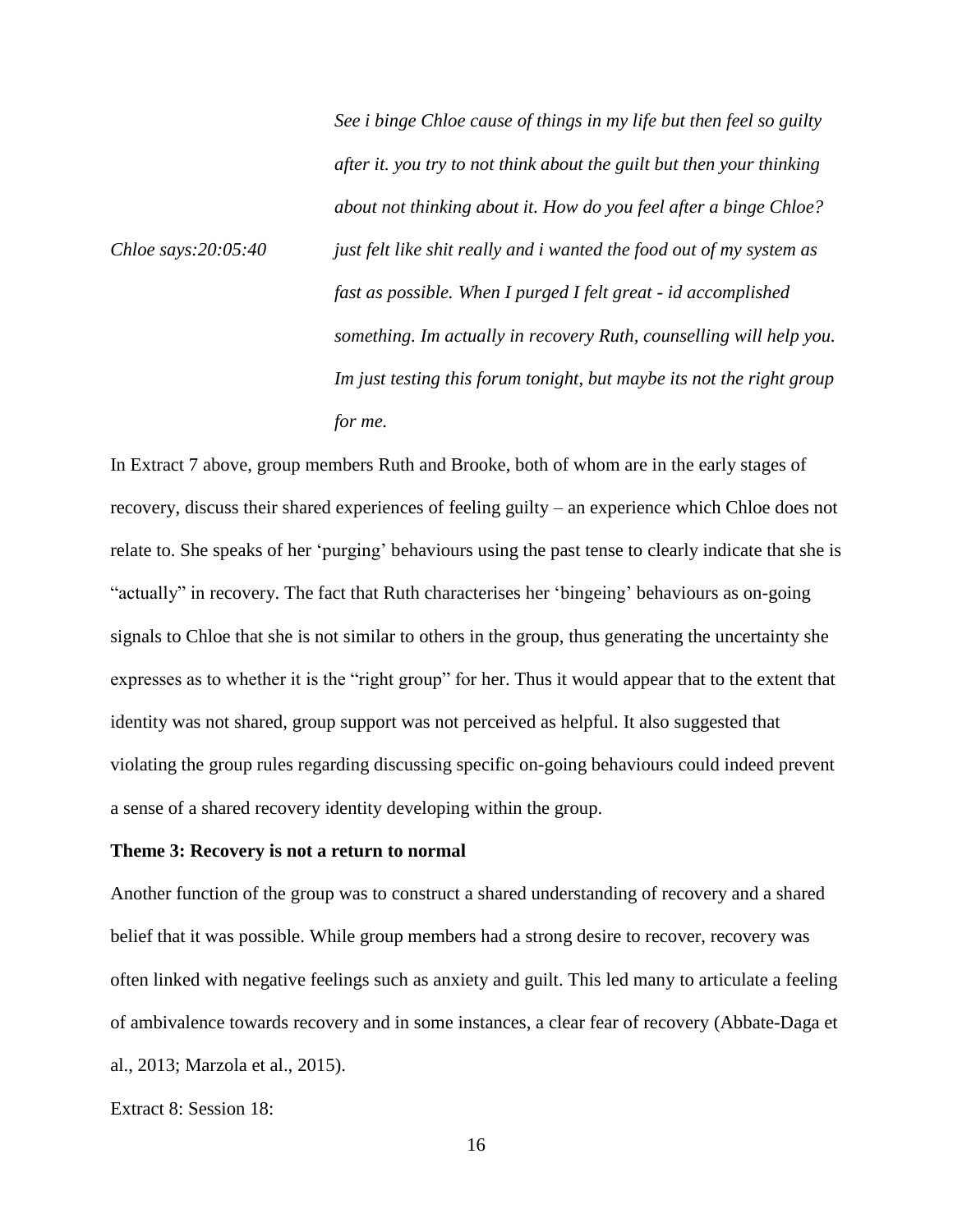*See i binge Chloe cause of things in my life but then feel so guilty after it. you try to not think about the guilt but then your thinking about not thinking about it. How do you feel after a binge Chloe?*

*Chloe says:20:05:40* *just felt like shit really and i wanted the food out of my system as fast as possible. When I purged I felt great - id accomplished something. Im actually in recovery Ruth, counselling will help you. Im just testing this forum tonight, but maybe its not the right group for me.*

In Extract 7 above, group members Ruth and Brooke, both of whom are in the early stages of recovery, discuss their shared experiences of feeling guilty – an experience which Chloe does not relate to. She speaks of her 'purging' behaviours using the past tense to clearly indicate that she is "actually" in recovery. The fact that Ruth characterises her 'bingeing' behaviours as on-going signals to Chloe that she is not similar to others in the group, thus generating the uncertainty she expresses as to whether it is the "right group" for her. Thus it would appear that to the extent that identity was not shared, group support was not perceived as helpful. It also suggested that violating the group rules regarding discussing specific on-going behaviours could indeed prevent a sense of a shared recovery identity developing within the group.

**Theme 3: Recovery is not a return to normal**

Another function of the group was to construct a shared understanding of recovery and a shared belief that it was possible. While group members had a strong desire to recover, recovery was often linked with negative feelings such as anxiety and guilt. This led many to articulate a feeling of ambivalence towards recovery and in some instances, a clear fear of recovery (Abbate-Daga et al., 2013; Marzola et al., 2015).

Extract 8: Session 18: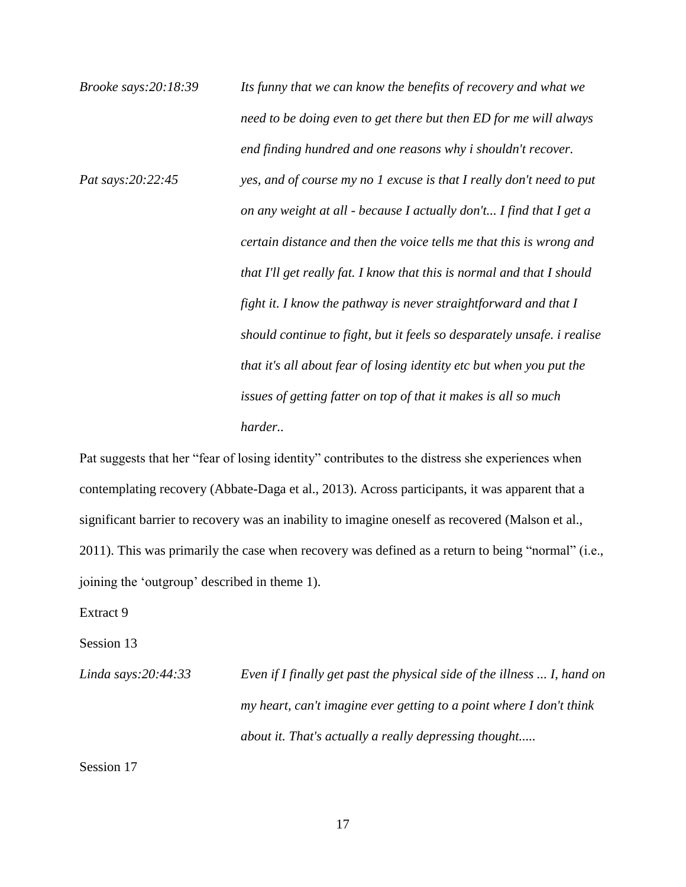| | |
|---|---|
| *Brooke says:20:18:39* | *Its funny that we can know the benefits of recovery and what we need to be doing even to get there but then ED for me will always end finding hundred and one reasons why i shouldn't recover.* |
| *Pat says:20:22:45* | *yes, and of course my no 1 excuse is that I really don't need to put on any weight at all - because I actually don't... I find that I get a certain distance and then the voice tells me that this is wrong and that I'll get really fat. I know that this is normal and that I should fight it. I know the pathway is never straightforward and that I should continue to fight, but it feels so desparately unsafe. i realise that it's all about fear of losing identity etc but when you put the issues of getting fatter on top of that it makes is all so much harder..* |

Pat suggests that her "fear of losing identity" contributes to the distress she experiences when contemplating recovery (Abbate-Daga et al., 2013). Across participants, it was apparent that a significant barrier to recovery was an inability to imagine oneself as recovered (Malson et al., 2011). This was primarily the case when recovery was defined as a return to being "normal" (i.e., joining the 'outgroup' described in theme 1).

Extract 9

Session 13

| | |
|---|---|
| *Linda says:20:44:33* | *Even if I finally get past the physical side of the illness ... I, hand on my heart, can't imagine ever getting to a point where I don't think about it. That's actually a really depressing thought.....* |

Session 17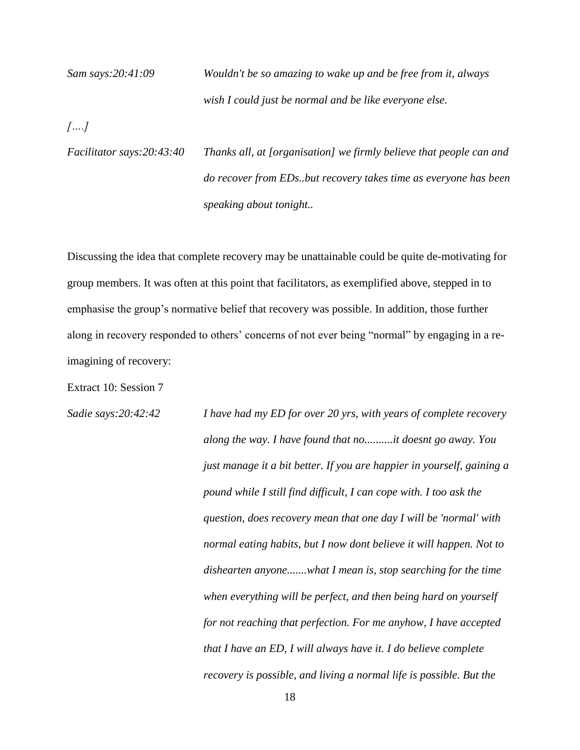*Sam says:20:41:09* *Wouldn't be so amazing to wake up and be free from it, always wish I could just be normal and be like everyone else.*

*[….]*

*Facilitator says:20:43:40* *Thanks all, at [organisation] we firmly believe that people can and do recover from EDs..but recovery takes time as everyone has been speaking about tonight..*

Discussing the idea that complete recovery may be unattainable could be quite de-motivating for group members. It was often at this point that facilitators, as exemplified above, stepped in to emphasise the group's normative belief that recovery was possible. In addition, those further along in recovery responded to others' concerns of not ever being "normal" by engaging in a re-imagining of recovery:

Extract 10: Session 7

*Sadie says:20:42:42* *I have had my ED for over 20 yrs, with years of complete recovery along the way. I have found that no..........it doesnt go away. You just manage it a bit better. If you are happier in yourself, gaining a pound while I still find difficult, I can cope with. I too ask the question, does recovery mean that one day I will be 'normal' with normal eating habits, but I now dont believe it will happen. Not to dishearten anyone.......what I mean is, stop searching for the time when everything will be perfect, and then being hard on yourself for not reaching that perfection. For me anyhow, I have accepted that I have an ED, I will always have it. I do believe complete recovery is possible, and living a normal life is possible. But the*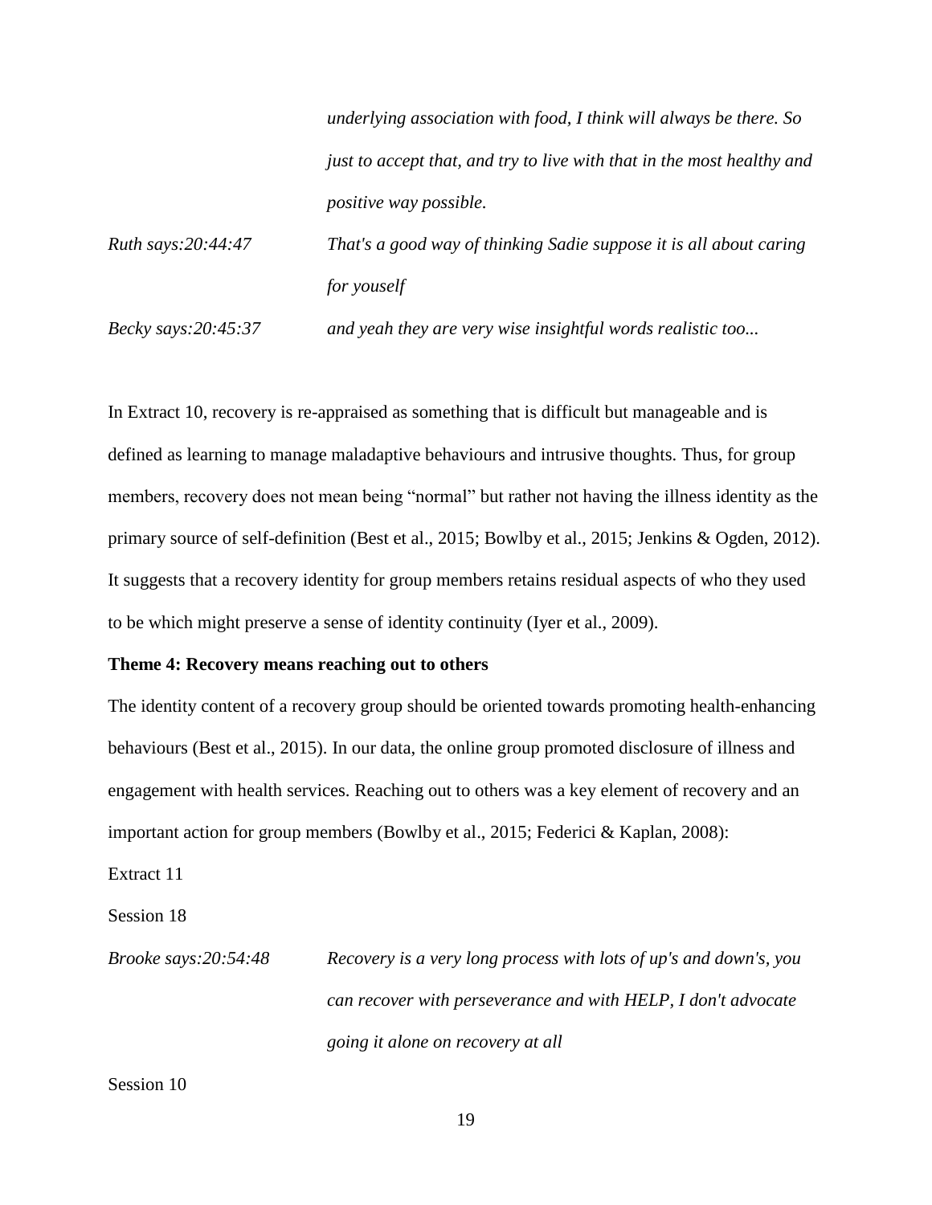*underlying association with food, I think will always be there. So just to accept that, and try to live with that in the most healthy and positive way possible.*

| | |
|---|---|
| *Ruth says:20:44:47* | *That's a good way of thinking Sadie suppose it is all about caring for youself* |
| *Becky says:20:45:37* | *and yeah they are very wise insightful words realistic too...* |

In Extract 10, recovery is re-appraised as something that is difficult but manageable and is defined as learning to manage maladaptive behaviours and intrusive thoughts. Thus, for group members, recovery does not mean being "normal" but rather not having the illness identity as the primary source of self-definition (Best et al., 2015; Bowlby et al., 2015; Jenkins & Ogden, 2012). It suggests that a recovery identity for group members retains residual aspects of who they used to be which might preserve a sense of identity continuity (Iyer et al., 2009).

**Theme 4: Recovery means reaching out to others**

The identity content of a recovery group should be oriented towards promoting health-enhancing behaviours (Best et al., 2015). In our data, the online group promoted disclosure of illness and engagement with health services. Reaching out to others was a key element of recovery and an important action for group members (Bowlby et al., 2015; Federici & Kaplan, 2008):

Extract 11

Session 18

| | |
|---|---|
| *Brooke says:20:54:48* | *Recovery is a very long process with lots of up's and down's, you can recover with perseverance and with HELP, I don't advocate going it alone on recovery at all* |

Session 10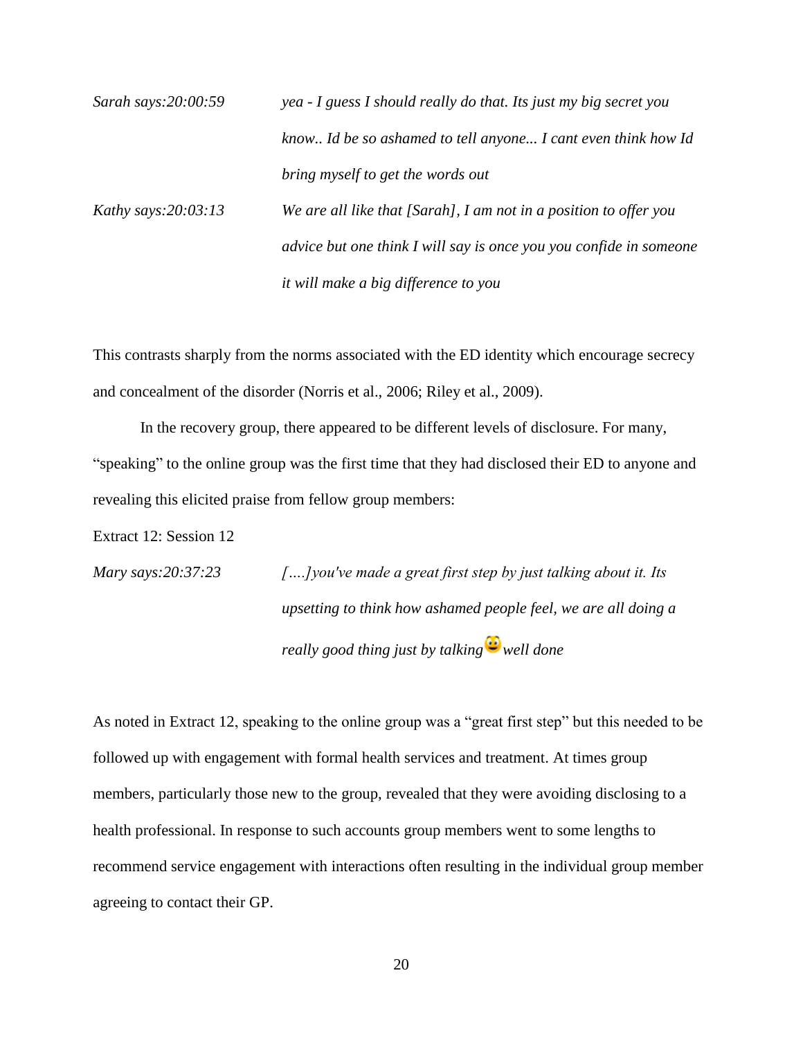*Sarah says:20:00:59* *yea - I guess I should really do that. Its just my big secret you know.. Id be so ashamed to tell anyone... I cant even think how Id bring myself to get the words out*

*Kathy says:20:03:13* *We are all like that [Sarah], I am not in a position to offer you advice but one think I will say is once you you confide in someone it will make a big difference to you*

This contrasts sharply from the norms associated with the ED identity which encourage secrecy and concealment of the disorder (Norris et al., 2006; Riley et al., 2009).

In the recovery group, there appeared to be different levels of disclosure. For many, "speaking" to the online group was the first time that they had disclosed their ED to anyone and revealing this elicited praise from fellow group members:

Extract 12: Session 12

*Mary says:20:37:23* *[….]you've made a great first step by just talking about it. Its upsetting to think how ashamed people feel, we are all doing a really good thing just by talking well done*

As noted in Extract 12, speaking to the online group was a "great first step" but this needed to be followed up with engagement with formal health services and treatment. At times group members, particularly those new to the group, revealed that they were avoiding disclosing to a health professional. In response to such accounts group members went to some lengths to recommend service engagement with interactions often resulting in the individual group member agreeing to contact their GP.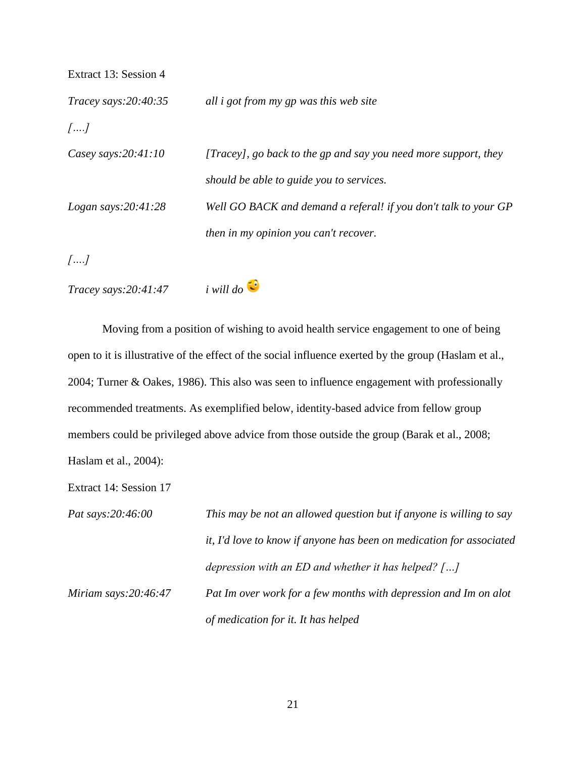Extract 13: Session 4

*Tracey says:20:40:35* *all i got from my gp was this web site*

*[….]*

*Casey says:20:41:10* *[Tracey], go back to the gp and say you need more support, they should be able to guide you to services.*

*Logan says:20:41:28* *Well GO BACK and demand a referal! if you don't talk to your GP then in my opinion you can't recover.*

*[….]*

*Tracey says:20:41:47* *i will do* 😉

Moving from a position of wishing to avoid health service engagement to one of being open to it is illustrative of the effect of the social influence exerted by the group (Haslam et al., 2004; Turner & Oakes, 1986). This also was seen to influence engagement with professionally recommended treatments. As exemplified below, identity-based advice from fellow group members could be privileged above advice from those outside the group (Barak et al., 2008; Haslam et al., 2004):

Extract 14: Session 17

*Pat says:20:46:00* *This may be not an allowed question but if anyone is willing to say it, I'd love to know if anyone has been on medication for associated depression with an ED and whether it has helped? […]*

*Miriam says:20:46:47* *Pat Im over work for a few months with depression and Im on alot of medication for it. It has helped*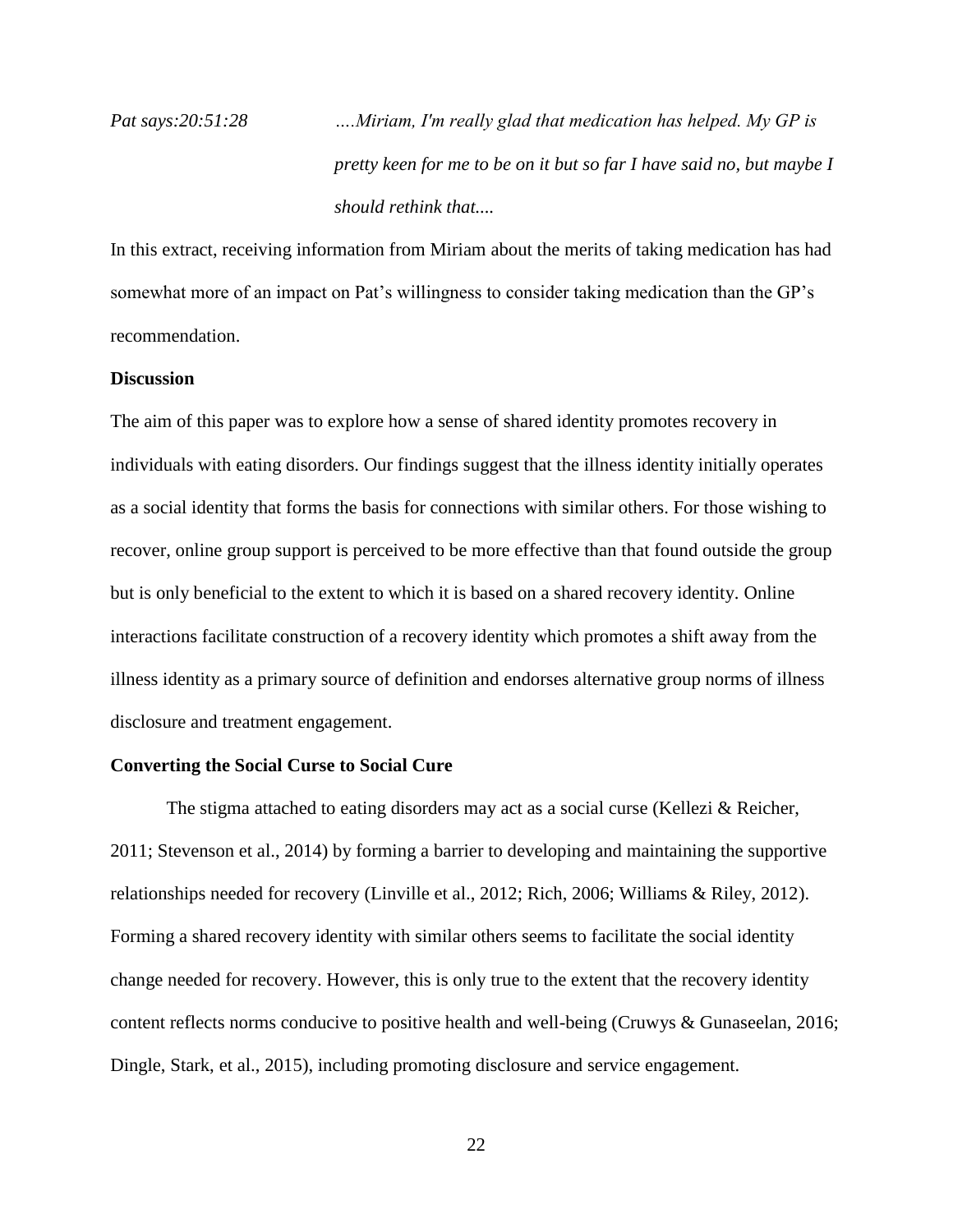*Pat says:20:51:28* *….Miriam, I'm really glad that medication has helped. My GP is pretty keen for me to be on it but so far I have said no, but maybe I should rethink that....*

In this extract, receiving information from Miriam about the merits of taking medication has had somewhat more of an impact on Pat's willingness to consider taking medication than the GP's recommendation.

**Discussion**

The aim of this paper was to explore how a sense of shared identity promotes recovery in individuals with eating disorders. Our findings suggest that the illness identity initially operates as a social identity that forms the basis for connections with similar others. For those wishing to recover, online group support is perceived to be more effective than that found outside the group but is only beneficial to the extent to which it is based on a shared recovery identity. Online interactions facilitate construction of a recovery identity which promotes a shift away from the illness identity as a primary source of definition and endorses alternative group norms of illness disclosure and treatment engagement.

**Converting the Social Curse to Social Cure**

The stigma attached to eating disorders may act as a social curse (Kellezi & Reicher, 2011; Stevenson et al., 2014) by forming a barrier to developing and maintaining the supportive relationships needed for recovery (Linville et al., 2012; Rich, 2006; Williams & Riley, 2012). Forming a shared recovery identity with similar others seems to facilitate the social identity change needed for recovery. However, this is only true to the extent that the recovery identity content reflects norms conducive to positive health and well-being (Cruwys & Gunaseelan, 2016; Dingle, Stark, et al., 2015), including promoting disclosure and service engagement.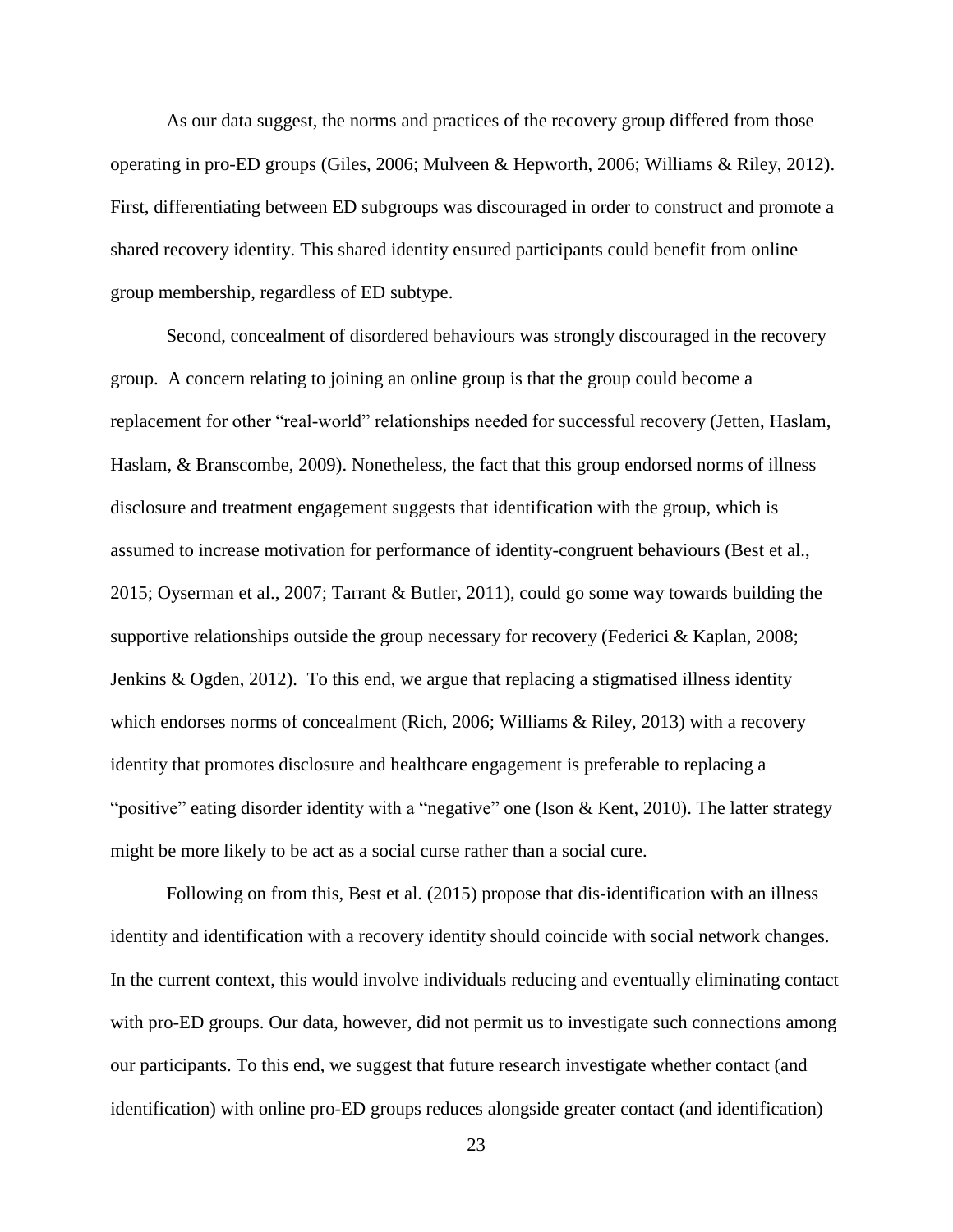As our data suggest, the norms and practices of the recovery group differed from those operating in pro-ED groups (Giles, 2006; Mulveen & Hepworth, 2006; Williams & Riley, 2012). First, differentiating between ED subgroups was discouraged in order to construct and promote a shared recovery identity. This shared identity ensured participants could benefit from online group membership, regardless of ED subtype.

Second, concealment of disordered behaviours was strongly discouraged in the recovery group. A concern relating to joining an online group is that the group could become a replacement for other "real-world" relationships needed for successful recovery (Jetten, Haslam, Haslam, & Branscombe, 2009). Nonetheless, the fact that this group endorsed norms of illness disclosure and treatment engagement suggests that identification with the group, which is assumed to increase motivation for performance of identity-congruent behaviours (Best et al., 2015; Oyserman et al., 2007; Tarrant & Butler, 2011), could go some way towards building the supportive relationships outside the group necessary for recovery (Federici & Kaplan, 2008; Jenkins & Ogden, 2012). To this end, we argue that replacing a stigmatised illness identity which endorses norms of concealment (Rich, 2006; Williams & Riley, 2013) with a recovery identity that promotes disclosure and healthcare engagement is preferable to replacing a "positive" eating disorder identity with a "negative" one (Ison & Kent, 2010). The latter strategy might be more likely to be act as a social curse rather than a social cure.

Following on from this, Best et al. (2015) propose that dis-identification with an illness identity and identification with a recovery identity should coincide with social network changes. In the current context, this would involve individuals reducing and eventually eliminating contact with pro-ED groups. Our data, however, did not permit us to investigate such connections among our participants. To this end, we suggest that future research investigate whether contact (and identification) with online pro-ED groups reduces alongside greater contact (and identification)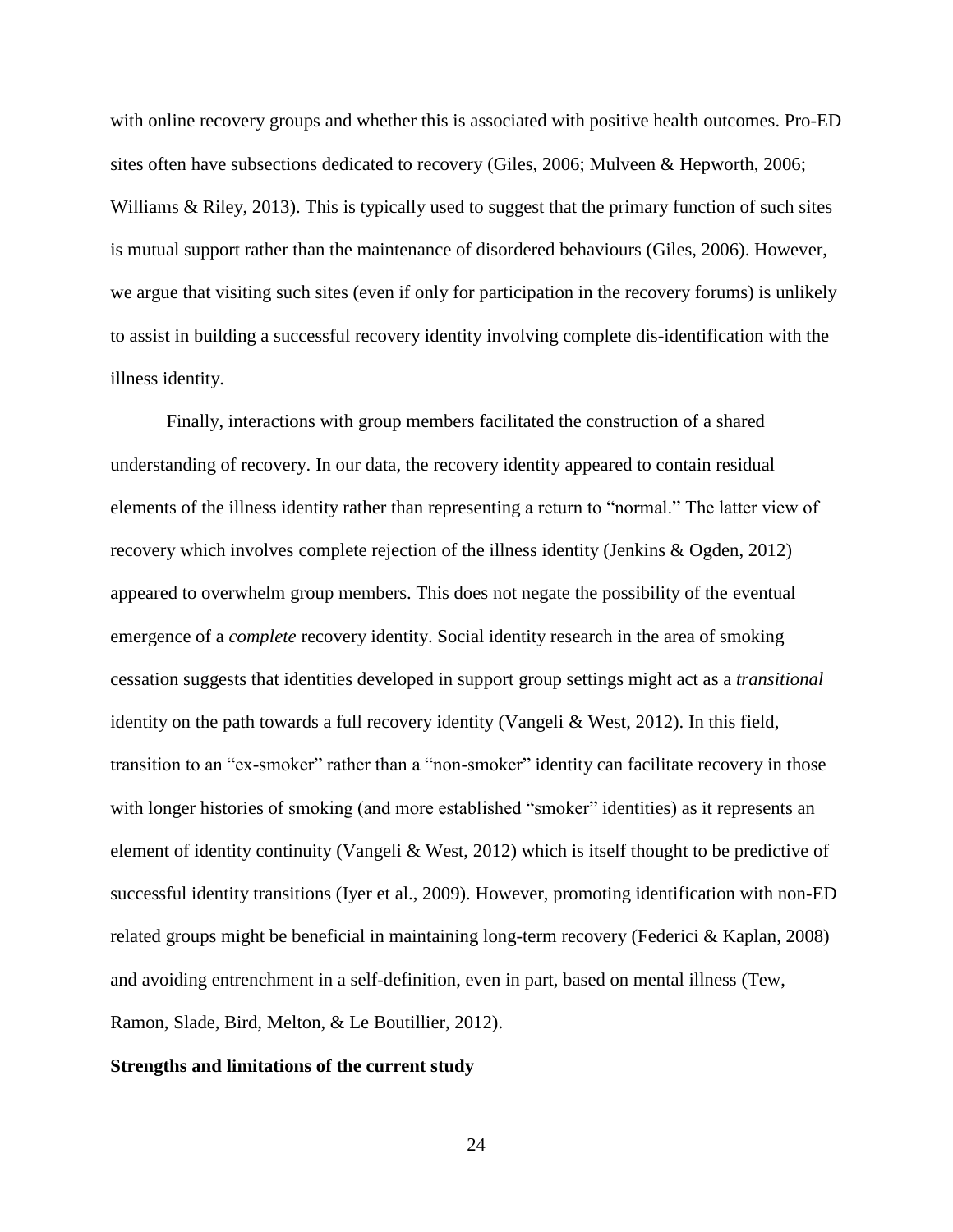with online recovery groups and whether this is associated with positive health outcomes. Pro-ED sites often have subsections dedicated to recovery (Giles, 2006; Mulveen & Hepworth, 2006; Williams & Riley, 2013). This is typically used to suggest that the primary function of such sites is mutual support rather than the maintenance of disordered behaviours (Giles, 2006). However, we argue that visiting such sites (even if only for participation in the recovery forums) is unlikely to assist in building a successful recovery identity involving complete dis-identification with the illness identity.

Finally, interactions with group members facilitated the construction of a shared understanding of recovery. In our data, the recovery identity appeared to contain residual elements of the illness identity rather than representing a return to "normal." The latter view of recovery which involves complete rejection of the illness identity (Jenkins & Ogden, 2012) appeared to overwhelm group members. This does not negate the possibility of the eventual emergence of a *complete* recovery identity. Social identity research in the area of smoking cessation suggests that identities developed in support group settings might act as a *transitional* identity on the path towards a full recovery identity (Vangeli & West, 2012). In this field, transition to an "ex-smoker" rather than a "non-smoker" identity can facilitate recovery in those with longer histories of smoking (and more established "smoker" identities) as it represents an element of identity continuity (Vangeli & West, 2012) which is itself thought to be predictive of successful identity transitions (Iyer et al., 2009). However, promoting identification with non-ED related groups might be beneficial in maintaining long-term recovery (Federici & Kaplan, 2008) and avoiding entrenchment in a self-definition, even in part, based on mental illness (Tew, Ramon, Slade, Bird, Melton, & Le Boutillier, 2012).

**Strengths and limitations of the current study**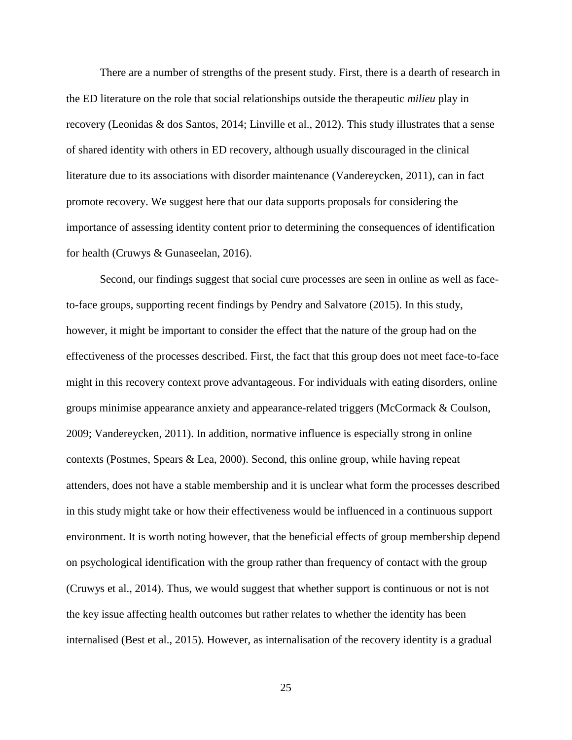There are a number of strengths of the present study. First, there is a dearth of research in the ED literature on the role that social relationships outside the therapeutic *milieu* play in recovery (Leonidas & dos Santos, 2014; Linville et al., 2012). This study illustrates that a sense of shared identity with others in ED recovery, although usually discouraged in the clinical literature due to its associations with disorder maintenance (Vandereycken, 2011), can in fact promote recovery. We suggest here that our data supports proposals for considering the importance of assessing identity content prior to determining the consequences of identification for health (Cruwys & Gunaseelan, 2016).

Second, our findings suggest that social cure processes are seen in online as well as face-to-face groups, supporting recent findings by Pendry and Salvatore (2015). In this study, however, it might be important to consider the effect that the nature of the group had on the effectiveness of the processes described. First, the fact that this group does not meet face-to-face might in this recovery context prove advantageous. For individuals with eating disorders, online groups minimise appearance anxiety and appearance-related triggers (McCormack & Coulson, 2009; Vandereycken, 2011). In addition, normative influence is especially strong in online contexts (Postmes, Spears & Lea, 2000). Second, this online group, while having repeat attenders, does not have a stable membership and it is unclear what form the processes described in this study might take or how their effectiveness would be influenced in a continuous support environment. It is worth noting however, that the beneficial effects of group membership depend on psychological identification with the group rather than frequency of contact with the group (Cruwys et al., 2014). Thus, we would suggest that whether support is continuous or not is not the key issue affecting health outcomes but rather relates to whether the identity has been internalised (Best et al., 2015). However, as internalisation of the recovery identity is a gradual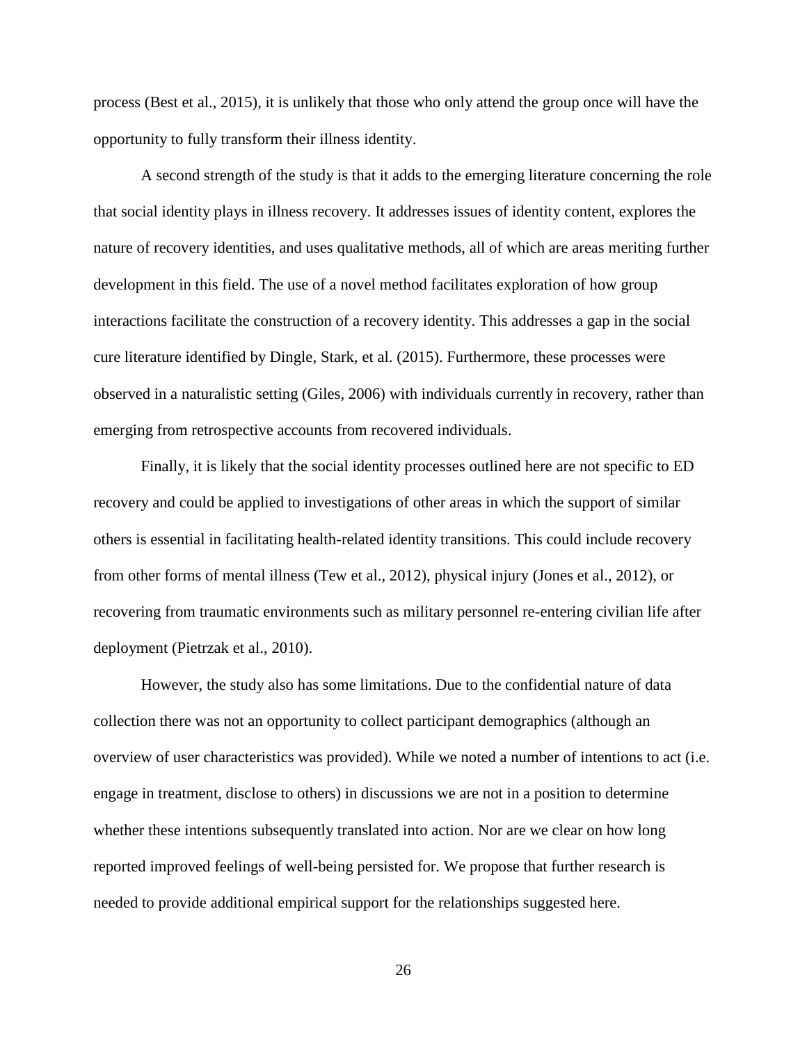process (Best et al., 2015), it is unlikely that those who only attend the group once will have the opportunity to fully transform their illness identity.

A second strength of the study is that it adds to the emerging literature concerning the role that social identity plays in illness recovery. It addresses issues of identity content, explores the nature of recovery identities, and uses qualitative methods, all of which are areas meriting further development in this field. The use of a novel method facilitates exploration of how group interactions facilitate the construction of a recovery identity. This addresses a gap in the social cure literature identified by Dingle, Stark, et al. (2015). Furthermore, these processes were observed in a naturalistic setting (Giles, 2006) with individuals currently in recovery, rather than emerging from retrospective accounts from recovered individuals.

Finally, it is likely that the social identity processes outlined here are not specific to ED recovery and could be applied to investigations of other areas in which the support of similar others is essential in facilitating health-related identity transitions. This could include recovery from other forms of mental illness (Tew et al., 2012), physical injury (Jones et al., 2012), or recovering from traumatic environments such as military personnel re-entering civilian life after deployment (Pietrzak et al., 2010).

However, the study also has some limitations. Due to the confidential nature of data collection there was not an opportunity to collect participant demographics (although an overview of user characteristics was provided). While we noted a number of intentions to act (i.e. engage in treatment, disclose to others) in discussions we are not in a position to determine whether these intentions subsequently translated into action. Nor are we clear on how long reported improved feelings of well-being persisted for. We propose that further research is needed to provide additional empirical support for the relationships suggested here.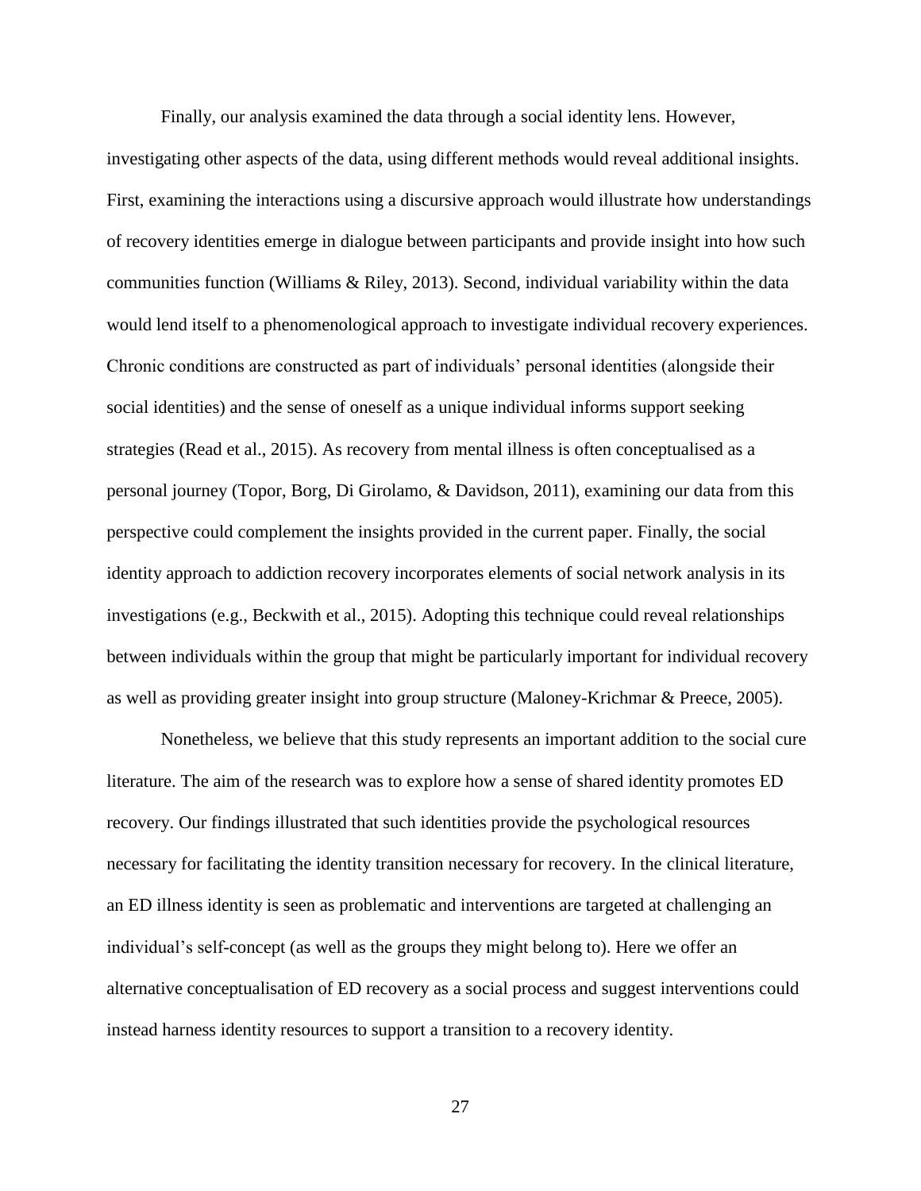Finally, our analysis examined the data through a social identity lens. However, investigating other aspects of the data, using different methods would reveal additional insights. First, examining the interactions using a discursive approach would illustrate how understandings of recovery identities emerge in dialogue between participants and provide insight into how such communities function (Williams & Riley, 2013). Second, individual variability within the data would lend itself to a phenomenological approach to investigate individual recovery experiences. Chronic conditions are constructed as part of individuals' personal identities (alongside their social identities) and the sense of oneself as a unique individual informs support seeking strategies (Read et al., 2015). As recovery from mental illness is often conceptualised as a personal journey (Topor, Borg, Di Girolamo, & Davidson, 2011), examining our data from this perspective could complement the insights provided in the current paper. Finally, the social identity approach to addiction recovery incorporates elements of social network analysis in its investigations (e.g., Beckwith et al., 2015). Adopting this technique could reveal relationships between individuals within the group that might be particularly important for individual recovery as well as providing greater insight into group structure (Maloney-Krichmar & Preece, 2005).

Nonetheless, we believe that this study represents an important addition to the social cure literature. The aim of the research was to explore how a sense of shared identity promotes ED recovery. Our findings illustrated that such identities provide the psychological resources necessary for facilitating the identity transition necessary for recovery. In the clinical literature, an ED illness identity is seen as problematic and interventions are targeted at challenging an individual's self-concept (as well as the groups they might belong to). Here we offer an alternative conceptualisation of ED recovery as a social process and suggest interventions could instead harness identity resources to support a transition to a recovery identity.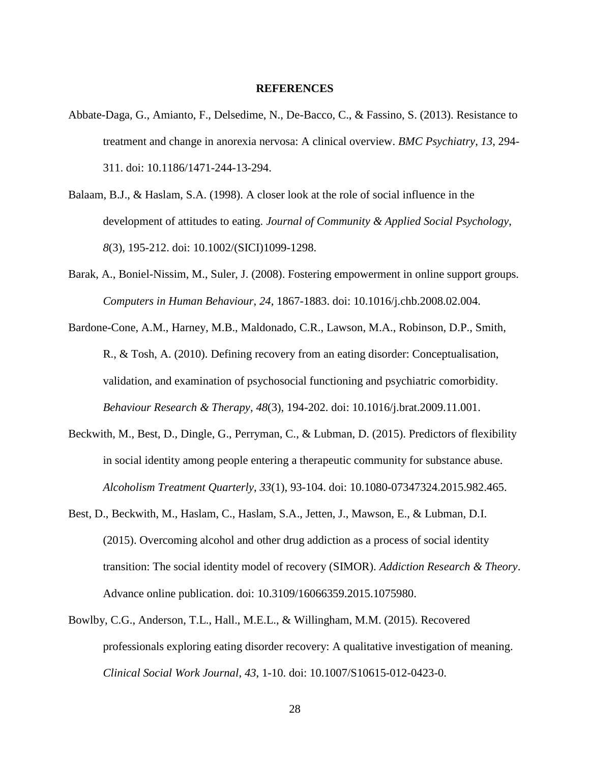**REFERENCES**

Abbate-Daga, G., Amianto, F., Delsedime, N., De-Bacco, C., & Fassino, S. (2013). Resistance to treatment and change in anorexia nervosa: A clinical overview. *BMC Psychiatry*, *13*, 294-311. doi: 10.1186/1471-244-13-294.

Balaam, B.J., & Haslam, S.A. (1998). A closer look at the role of social influence in the development of attitudes to eating. *Journal of Community & Applied Social Psychology*, *8*(3), 195-212. doi: 10.1002/(SICI)1099-1298.

Barak, A., Boniel-Nissim, M., Suler, J. (2008). Fostering empowerment in online support groups. *Computers in Human Behaviour*, *24*, 1867-1883. doi: 10.1016/j.chb.2008.02.004.

Bardone-Cone, A.M., Harney, M.B., Maldonado, C.R., Lawson, M.A., Robinson, D.P., Smith, R., & Tosh, A. (2010). Defining recovery from an eating disorder: Conceptualisation, validation, and examination of psychosocial functioning and psychiatric comorbidity. *Behaviour Research & Therapy*, *48*(3), 194-202. doi: 10.1016/j.brat.2009.11.001.

Beckwith, M., Best, D., Dingle, G., Perryman, C., & Lubman, D. (2015). Predictors of flexibility in social identity among people entering a therapeutic community for substance abuse. *Alcoholism Treatment Quarterly*, *33*(1), 93-104. doi: 10.1080-07347324.2015.982.465.

Best, D., Beckwith, M., Haslam, C., Haslam, S.A., Jetten, J., Mawson, E., & Lubman, D.I. (2015). Overcoming alcohol and other drug addiction as a process of social identity transition: The social identity model of recovery (SIMOR). *Addiction Research & Theory*. Advance online publication. doi: 10.3109/16066359.2015.1075980.

Bowlby, C.G., Anderson, T.L., Hall., M.E.L., & Willingham, M.M. (2015). Recovered professionals exploring eating disorder recovery: A qualitative investigation of meaning. *Clinical Social Work Journal*, *43*, 1-10. doi: 10.1007/S10615-012-0423-0.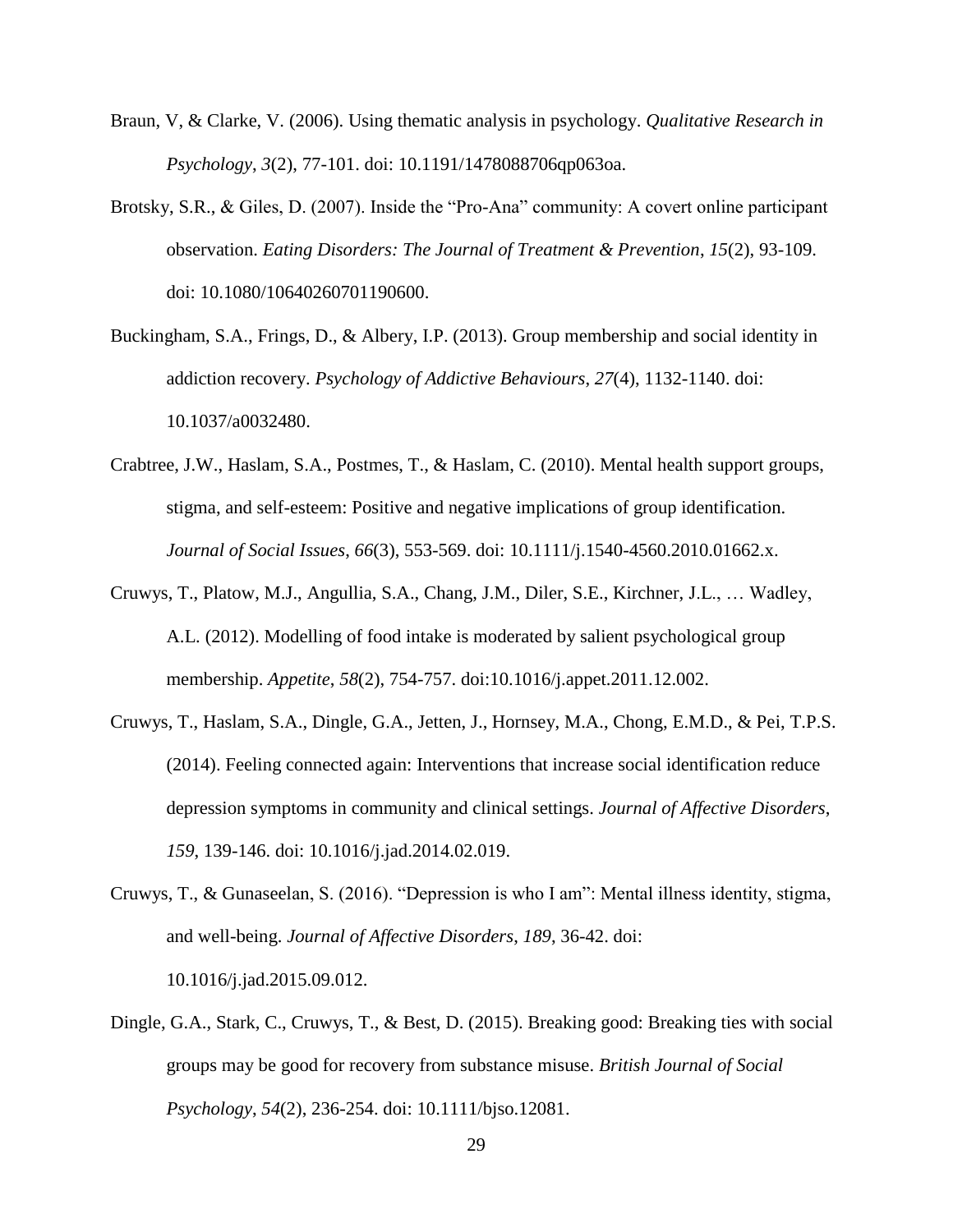Braun, V, & Clarke, V. (2006). Using thematic analysis in psychology. *Qualitative Research in Psychology*, *3*(2), 77-101. doi: 10.1191/1478088706qp063oa.

Brotsky, S.R., & Giles, D. (2007). Inside the "Pro-Ana" community: A covert online participant observation. *Eating Disorders: The Journal of Treatment & Prevention*, *15*(2), 93-109. doi: 10.1080/10640260701190600.

Buckingham, S.A., Frings, D., & Albery, I.P. (2013). Group membership and social identity in addiction recovery. *Psychology of Addictive Behaviours*, *27*(4), 1132-1140. doi: 10.1037/a0032480.

Crabtree, J.W., Haslam, S.A., Postmes, T., & Haslam, C. (2010). Mental health support groups, stigma, and self-esteem: Positive and negative implications of group identification. *Journal of Social Issues*, *66*(3), 553-569. doi: 10.1111/j.1540-4560.2010.01662.x.

Cruwys, T., Platow, M.J., Angullia, S.A., Chang, J.M., Diler, S.E., Kirchner, J.L., … Wadley, A.L. (2012). Modelling of food intake is moderated by salient psychological group membership. *Appetite*, *58*(2), 754-757. doi:10.1016/j.appet.2011.12.002.

Cruwys, T., Haslam, S.A., Dingle, G.A., Jetten, J., Hornsey, M.A., Chong, E.M.D., & Pei, T.P.S. (2014). Feeling connected again: Interventions that increase social identification reduce depression symptoms in community and clinical settings. *Journal of Affective Disorders*, *159*, 139-146. doi: 10.1016/j.jad.2014.02.019.

Cruwys, T., & Gunaseelan, S. (2016). "Depression is who I am": Mental illness identity, stigma, and well-being. *Journal of Affective Disorders*, *189*, 36-42. doi: 10.1016/j.jad.2015.09.012.

Dingle, G.A., Stark, C., Cruwys, T., & Best, D. (2015). Breaking good: Breaking ties with social groups may be good for recovery from substance misuse. *British Journal of Social Psychology*, *54*(2), 236-254. doi: 10.1111/bjso.12081.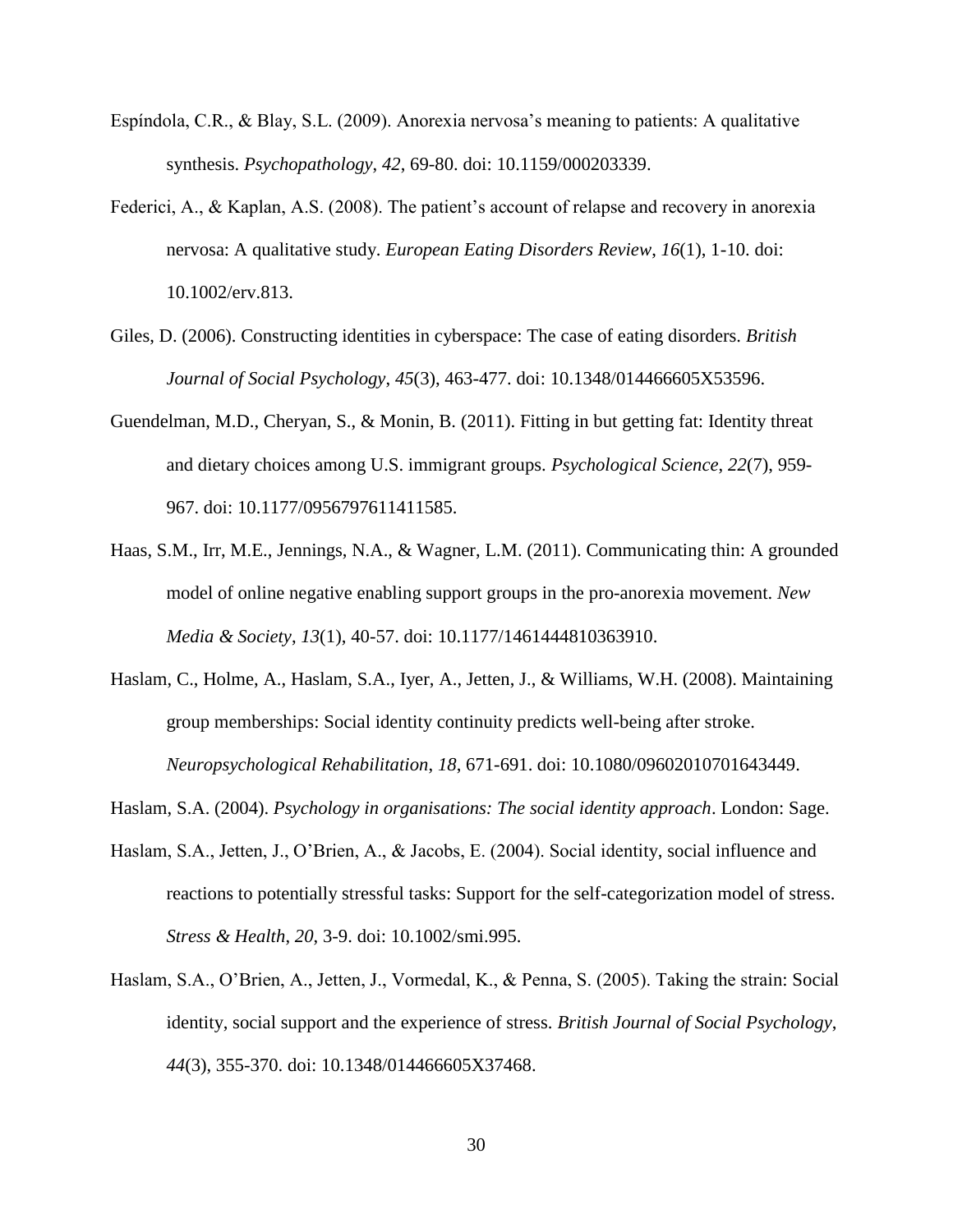Espíndola, C.R., & Blay, S.L. (2009). Anorexia nervosa's meaning to patients: A qualitative synthesis. *Psychopathology*, *42*, 69-80. doi: 10.1159/000203339.

Federici, A., & Kaplan, A.S. (2008). The patient's account of relapse and recovery in anorexia nervosa: A qualitative study. *European Eating Disorders Review*, *16*(1), 1-10. doi: 10.1002/erv.813.

Giles, D. (2006). Constructing identities in cyberspace: The case of eating disorders. *British Journal of Social Psychology*, *45*(3), 463-477. doi: 10.1348/014466605X53596.

Guendelman, M.D., Cheryan, S., & Monin, B. (2011). Fitting in but getting fat: Identity threat and dietary choices among U.S. immigrant groups. *Psychological Science*, *22*(7), 959-967. doi: 10.1177/0956797611411585.

Haas, S.M., Irr, M.E., Jennings, N.A., & Wagner, L.M. (2011). Communicating thin: A grounded model of online negative enabling support groups in the pro-anorexia movement. *New Media & Society*, *13*(1), 40-57. doi: 10.1177/1461444810363910.

Haslam, C., Holme, A., Haslam, S.A., Iyer, A., Jetten, J., & Williams, W.H. (2008). Maintaining group memberships: Social identity continuity predicts well-being after stroke. *Neuropsychological Rehabilitation*, *18*, 671-691. doi: 10.1080/09602010701643449.

Haslam, S.A. (2004). *Psychology in organisations: The social identity approach*. London: Sage.

Haslam, S.A., Jetten, J., O'Brien, A., & Jacobs, E. (2004). Social identity, social influence and reactions to potentially stressful tasks: Support for the self-categorization model of stress. *Stress & Health*, *20*, 3-9. doi: 10.1002/smi.995.

Haslam, S.A., O'Brien, A., Jetten, J., Vormedal, K., & Penna, S. (2005). Taking the strain: Social identity, social support and the experience of stress. *British Journal of Social Psychology*, *44*(3), 355-370. doi: 10.1348/014466605X37468.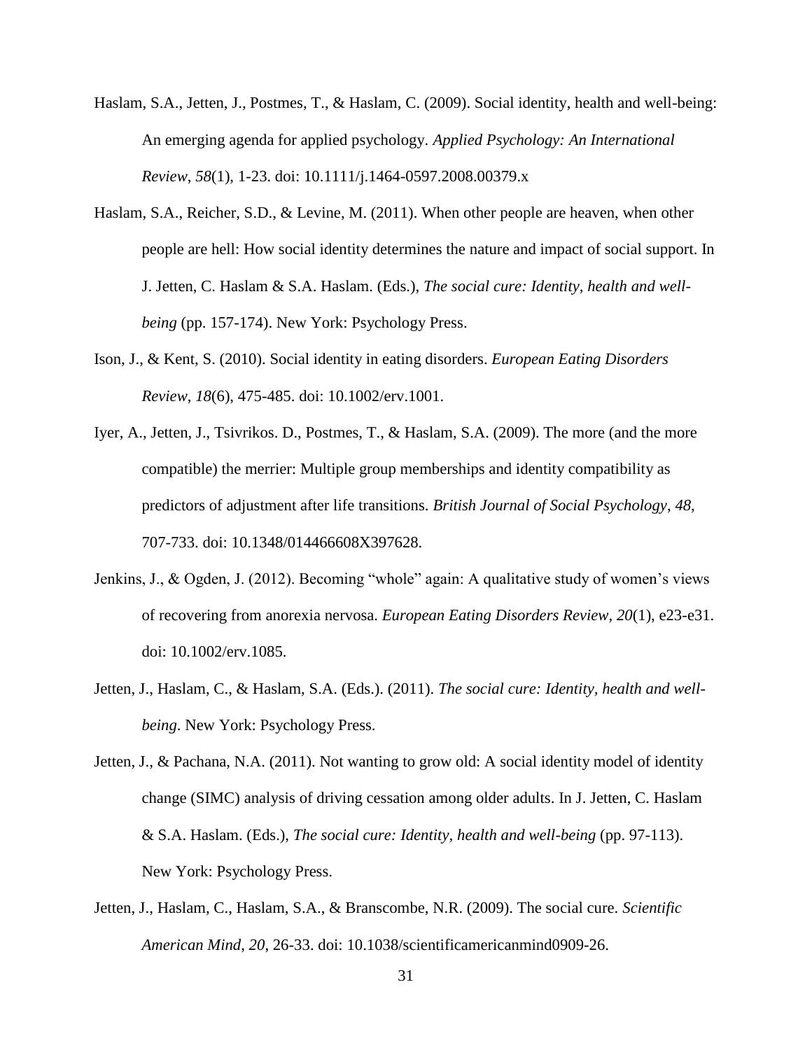Haslam, S.A., Jetten, J., Postmes, T., & Haslam, C. (2009). Social identity, health and well-being: An emerging agenda for applied psychology. *Applied Psychology: An International Review*, *58*(1), 1-23. doi: 10.1111/j.1464-0597.2008.00379.x

Haslam, S.A., Reicher, S.D., & Levine, M. (2011). When other people are heaven, when other people are hell: How social identity determines the nature and impact of social support. In J. Jetten, C. Haslam & S.A. Haslam. (Eds.), *The social cure: Identity, health and well-being* (pp. 157-174). New York: Psychology Press.

Ison, J., & Kent, S. (2010). Social identity in eating disorders. *European Eating Disorders Review*, *18*(6), 475-485. doi: 10.1002/erv.1001.

Iyer, A., Jetten, J., Tsivrikos. D., Postmes, T., & Haslam, S.A. (2009). The more (and the more compatible) the merrier: Multiple group memberships and identity compatibility as predictors of adjustment after life transitions. *British Journal of Social Psychology*, *48*, 707-733. doi: 10.1348/014466608X397628.

Jenkins, J., & Ogden, J. (2012). Becoming "whole" again: A qualitative study of women's views of recovering from anorexia nervosa. *European Eating Disorders Review*, *20*(1), e23-e31. doi: 10.1002/erv.1085.

Jetten, J., Haslam, C., & Haslam, S.A. (Eds.). (2011). *The social cure: Identity, health and well-being*. New York: Psychology Press.

Jetten, J., & Pachana, N.A. (2011). Not wanting to grow old: A social identity model of identity change (SIMC) analysis of driving cessation among older adults. In J. Jetten, C. Haslam & S.A. Haslam. (Eds.), *The social cure: Identity, health and well-being* (pp. 97-113). New York: Psychology Press.

Jetten, J., Haslam, C., Haslam, S.A., & Branscombe, N.R. (2009). The social cure. *Scientific American Mind*, *20*, 26-33. doi: 10.1038/scientificamericanmind0909-26.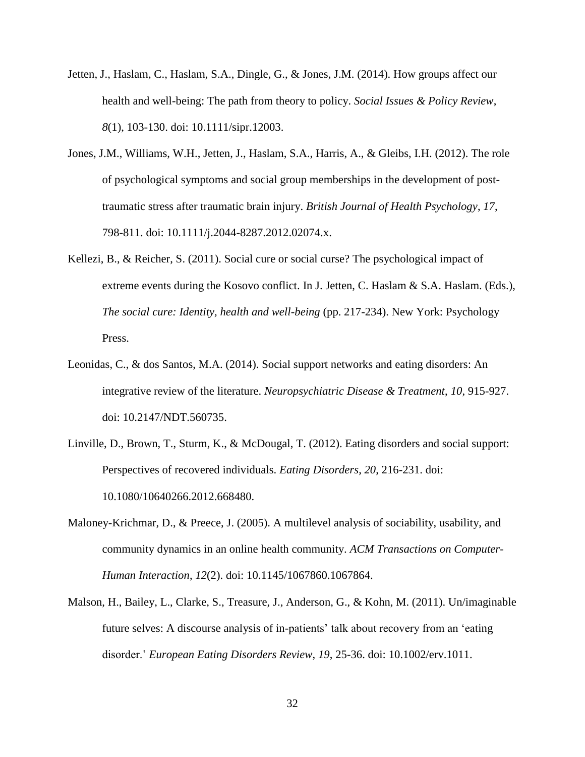Jetten, J., Haslam, C., Haslam, S.A., Dingle, G., & Jones, J.M. (2014). How groups affect our health and well-being: The path from theory to policy. *Social Issues & Policy Review*, *8*(1), 103-130. doi: 10.1111/sipr.12003.

Jones, J.M., Williams, W.H., Jetten, J., Haslam, S.A., Harris, A., & Gleibs, I.H. (2012). The role of psychological symptoms and social group memberships in the development of post-traumatic stress after traumatic brain injury. *British Journal of Health Psychology*, *17*, 798-811. doi: 10.1111/j.2044-8287.2012.02074.x.

Kellezi, B., & Reicher, S. (2011). Social cure or social curse? The psychological impact of extreme events during the Kosovo conflict. In J. Jetten, C. Haslam & S.A. Haslam. (Eds.), *The social cure: Identity, health and well-being* (pp. 217-234). New York: Psychology Press.

Leonidas, C., & dos Santos, M.A. (2014). Social support networks and eating disorders: An integrative review of the literature. *Neuropsychiatric Disease & Treatment*, *10*, 915-927. doi: 10.2147/NDT.560735.

Linville, D., Brown, T., Sturm, K., & McDougal, T. (2012). Eating disorders and social support: Perspectives of recovered individuals. *Eating Disorders*, *20*, 216-231. doi: 10.1080/10640266.2012.668480.

Maloney-Krichmar, D., & Preece, J. (2005). A multilevel analysis of sociability, usability, and community dynamics in an online health community. *ACM Transactions on Computer-Human Interaction*, *12*(2). doi: 10.1145/1067860.1067864.

Malson, H., Bailey, L., Clarke, S., Treasure, J., Anderson, G., & Kohn, M. (2011). Un/imaginable future selves: A discourse analysis of in-patients' talk about recovery from an 'eating disorder.' *European Eating Disorders Review*, *19*, 25-36. doi: 10.1002/erv.1011.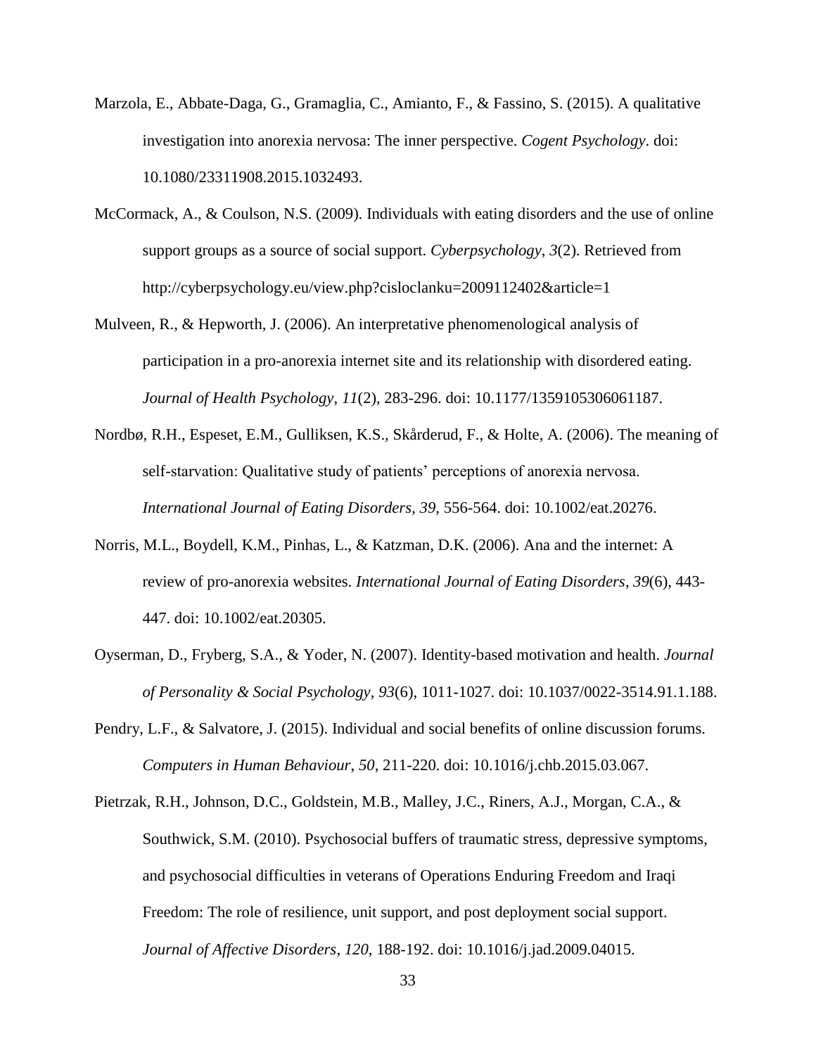Marzola, E., Abbate-Daga, G., Gramaglia, C., Amianto, F., & Fassino, S. (2015). A qualitative investigation into anorexia nervosa: The inner perspective. *Cogent Psychology*. doi: 10.1080/23311908.2015.1032493.

McCormack, A., & Coulson, N.S. (2009). Individuals with eating disorders and the use of online support groups as a source of social support. *Cyberpsychology*, *3*(2). Retrieved from http://cyberpsychology.eu/view.php?cisloclanku=2009112402&article=1

Mulveen, R., & Hepworth, J. (2006). An interpretative phenomenological analysis of participation in a pro-anorexia internet site and its relationship with disordered eating. *Journal of Health Psychology*, *11*(2), 283-296. doi: 10.1177/1359105306061187.

Nordbø, R.H., Espeset, E.M., Gulliksen, K.S., Skårderud, F., & Holte, A. (2006). The meaning of self-starvation: Qualitative study of patients' perceptions of anorexia nervosa. *International Journal of Eating Disorders*, *39*, 556-564. doi: 10.1002/eat.20276.

Norris, M.L., Boydell, K.M., Pinhas, L., & Katzman, D.K. (2006). Ana and the internet: A review of pro-anorexia websites. *International Journal of Eating Disorders*, *39*(6), 443-447. doi: 10.1002/eat.20305.

Oyserman, D., Fryberg, S.A., & Yoder, N. (2007). Identity-based motivation and health. *Journal of Personality & Social Psychology*, *93*(6), 1011-1027. doi: 10.1037/0022-3514.91.1.188.

Pendry, L.F., & Salvatore, J. (2015). Individual and social benefits of online discussion forums. *Computers in Human Behaviour*, *50*, 211-220. doi: 10.1016/j.chb.2015.03.067.

Pietrzak, R.H., Johnson, D.C., Goldstein, M.B., Malley, J.C., Riners, A.J., Morgan, C.A., & Southwick, S.M. (2010). Psychosocial buffers of traumatic stress, depressive symptoms, and psychosocial difficulties in veterans of Operations Enduring Freedom and Iraqi Freedom: The role of resilience, unit support, and post deployment social support. *Journal of Affective Disorders*, *120*, 188-192. doi: 10.1016/j.jad.2009.04015.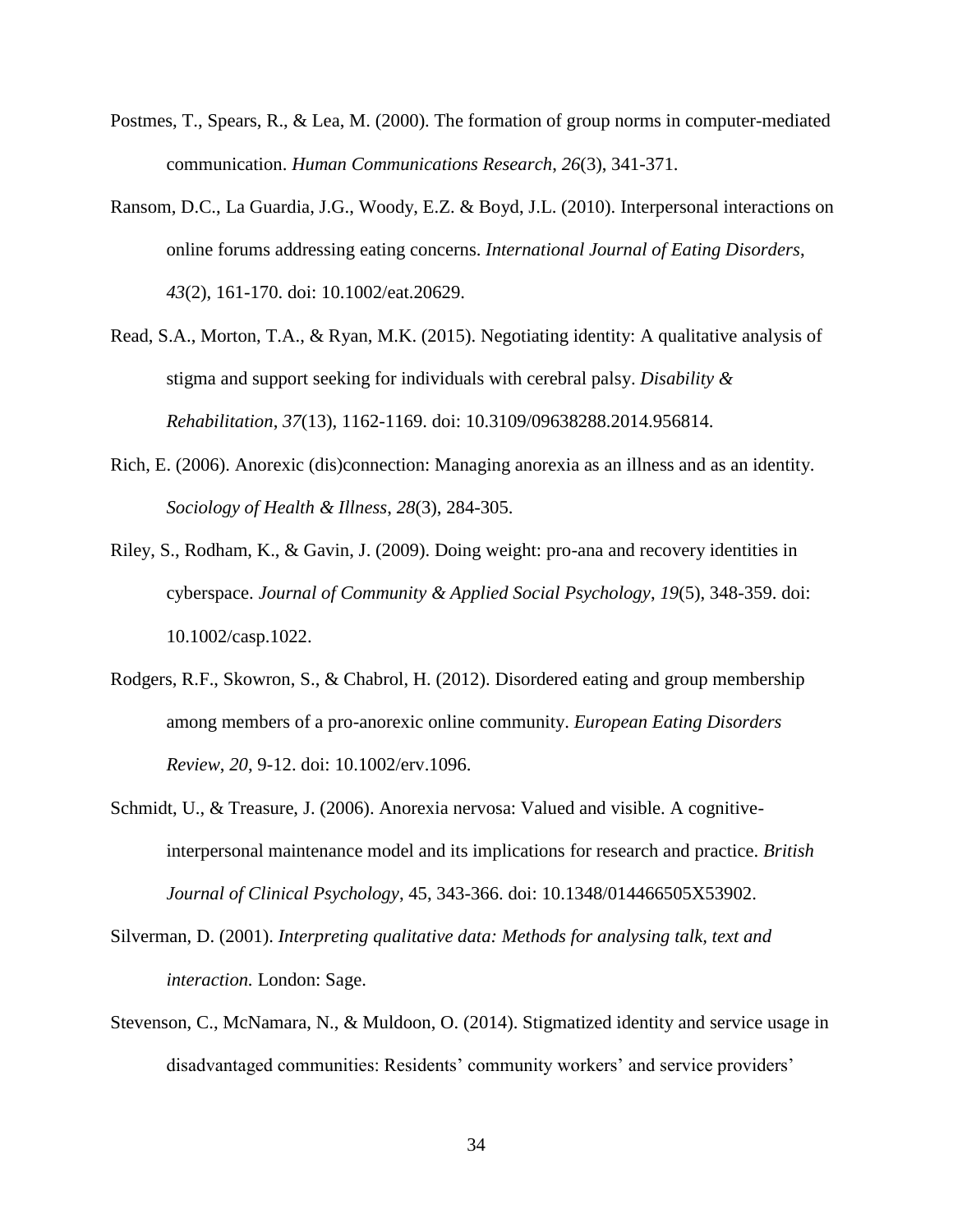Postmes, T., Spears, R., & Lea, M. (2000). The formation of group norms in computer-mediated communication. *Human Communications Research*, *26*(3), 341-371.

Ransom, D.C., La Guardia, J.G., Woody, E.Z. & Boyd, J.L. (2010). Interpersonal interactions on online forums addressing eating concerns. *International Journal of Eating Disorders*, *43*(2), 161-170. doi: 10.1002/eat.20629.

Read, S.A., Morton, T.A., & Ryan, M.K. (2015). Negotiating identity: A qualitative analysis of stigma and support seeking for individuals with cerebral palsy. *Disability & Rehabilitation*, *37*(13), 1162-1169. doi: 10.3109/09638288.2014.956814.

Rich, E. (2006). Anorexic (dis)connection: Managing anorexia as an illness and as an identity. *Sociology of Health & Illness*, *28*(3), 284-305.

Riley, S., Rodham, K., & Gavin, J. (2009). Doing weight: pro-ana and recovery identities in cyberspace. *Journal of Community & Applied Social Psychology*, *19*(5), 348-359. doi: 10.1002/casp.1022.

Rodgers, R.F., Skowron, S., & Chabrol, H. (2012). Disordered eating and group membership among members of a pro-anorexic online community. *European Eating Disorders Review*, *20*, 9-12. doi: 10.1002/erv.1096.

Schmidt, U., & Treasure, J. (2006). Anorexia nervosa: Valued and visible. A cognitive-interpersonal maintenance model and its implications for research and practice. *British Journal of Clinical Psychology*, 45, 343-366. doi: 10.1348/014466505X53902.

Silverman, D. (2001). *Interpreting qualitative data: Methods for analysing talk, text and interaction.* London: Sage.

Stevenson, C., McNamara, N., & Muldoon, O. (2014). Stigmatized identity and service usage in disadvantaged communities: Residents' community workers' and service providers'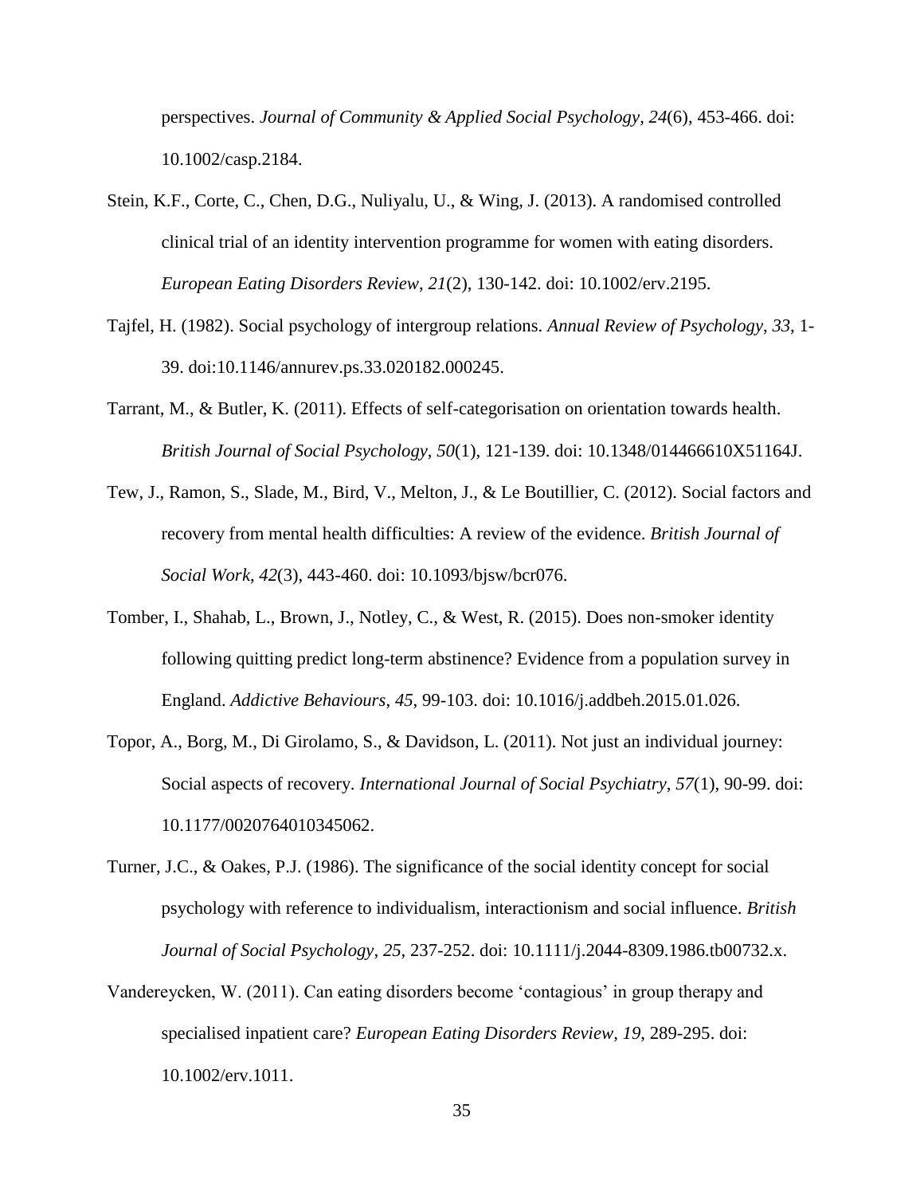perspectives. *Journal of Community & Applied Social Psychology*, *24*(6), 453-466. doi: 10.1002/casp.2184.

Stein, K.F., Corte, C., Chen, D.G., Nuliyalu, U., & Wing, J. (2013). A randomised controlled clinical trial of an identity intervention programme for women with eating disorders. *European Eating Disorders Review*, *21*(2), 130-142. doi: 10.1002/erv.2195.

Tajfel, H. (1982). Social psychology of intergroup relations. *Annual Review of Psychology*, *33*, 1-39. doi:10.1146/annurev.ps.33.020182.000245.

Tarrant, M., & Butler, K. (2011). Effects of self-categorisation on orientation towards health. *British Journal of Social Psychology*, *50*(1), 121-139. doi: 10.1348/014466610X51164J.

Tew, J., Ramon, S., Slade, M., Bird, V., Melton, J., & Le Boutillier, C. (2012). Social factors and recovery from mental health difficulties: A review of the evidence. *British Journal of Social Work*, *42*(3), 443-460. doi: 10.1093/bjsw/bcr076.

Tomber, I., Shahab, L., Brown, J., Notley, C., & West, R. (2015). Does non-smoker identity following quitting predict long-term abstinence? Evidence from a population survey in England. *Addictive Behaviours*, *45*, 99-103. doi: 10.1016/j.addbeh.2015.01.026.

Topor, A., Borg, M., Di Girolamo, S., & Davidson, L. (2011). Not just an individual journey: Social aspects of recovery. *International Journal of Social Psychiatry*, *57*(1), 90-99. doi: 10.1177/0020764010345062.

Turner, J.C., & Oakes, P.J. (1986). The significance of the social identity concept for social psychology with reference to individualism, interactionism and social influence. *British Journal of Social Psychology*, *25*, 237-252. doi: 10.1111/j.2044-8309.1986.tb00732.x.

Vandereycken, W. (2011). Can eating disorders become 'contagious' in group therapy and specialised inpatient care? *European Eating Disorders Review*, *19*, 289-295. doi: 10.1002/erv.1011.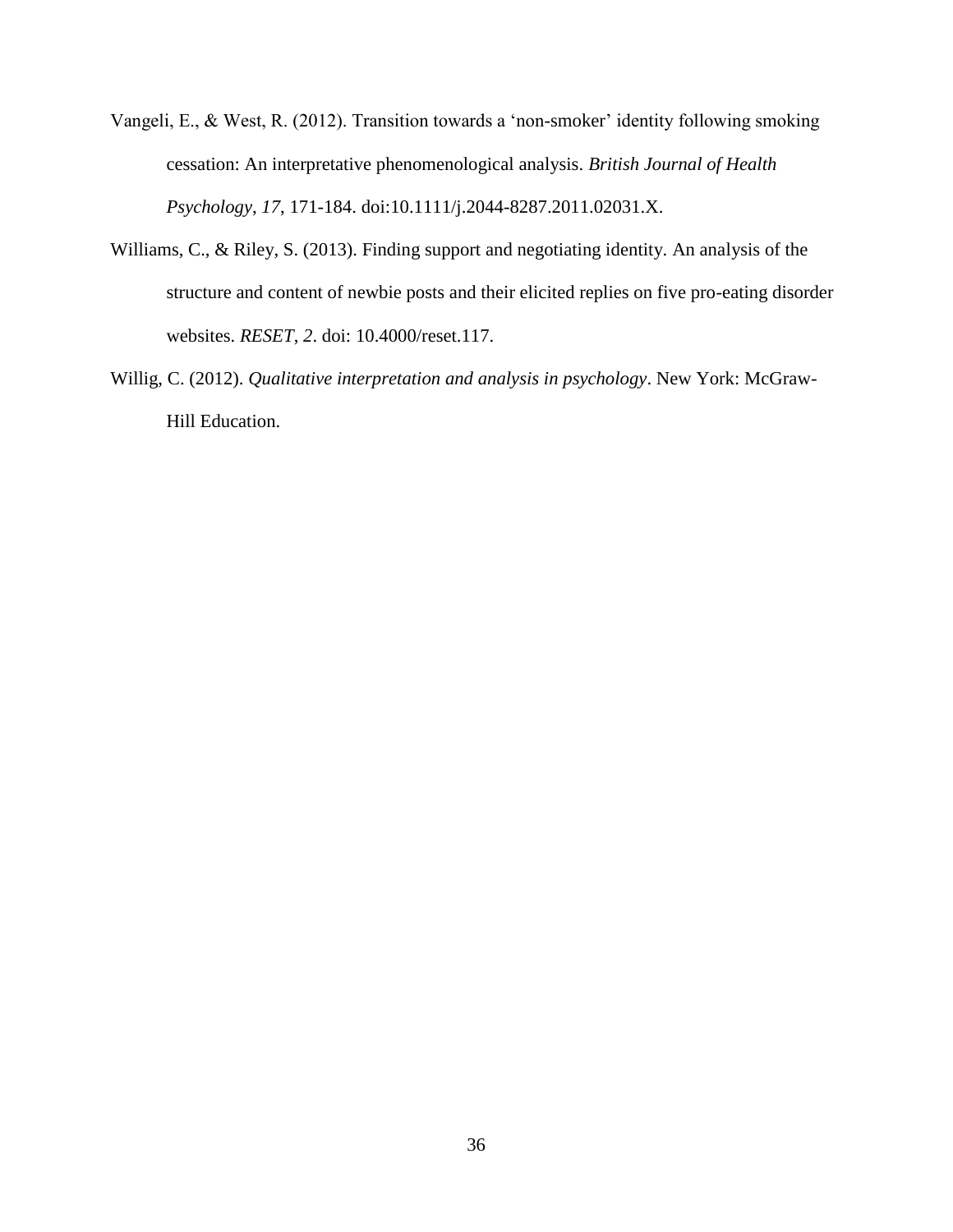Vangeli, E., & West, R. (2012). Transition towards a ‘non-smoker’ identity following smoking cessation: An interpretative phenomenological analysis. *British Journal of Health Psychology*, *17*, 171-184. doi:10.1111/j.2044-8287.2011.02031.X.

Williams, C., & Riley, S. (2013). Finding support and negotiating identity. An analysis of the structure and content of newbie posts and their elicited replies on five pro-eating disorder websites. *RESET*, *2*. doi: 10.4000/reset.117.

Willig, C. (2012). *Qualitative interpretation and analysis in psychology*. New York: McGraw-Hill Education.